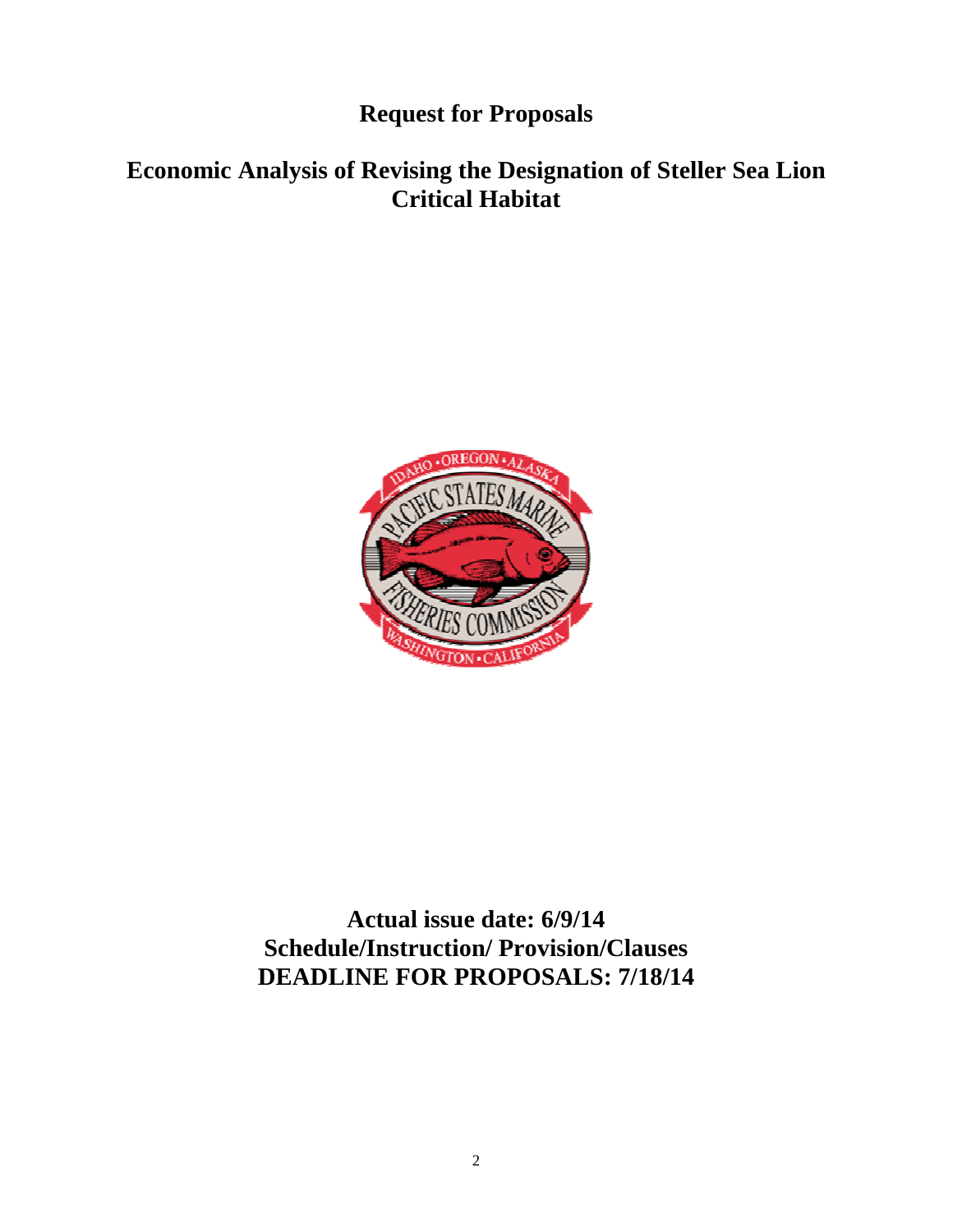# Request for Proposals

## Economic Analysis of Revising the Designation of Steller Sea Lion Critical Habitat

**Actual issue date: 6/9/14**
**Schedule/Instruction/ Provision/Clauses**
**DEADLINE FOR PROPOSALS: 7/18/14**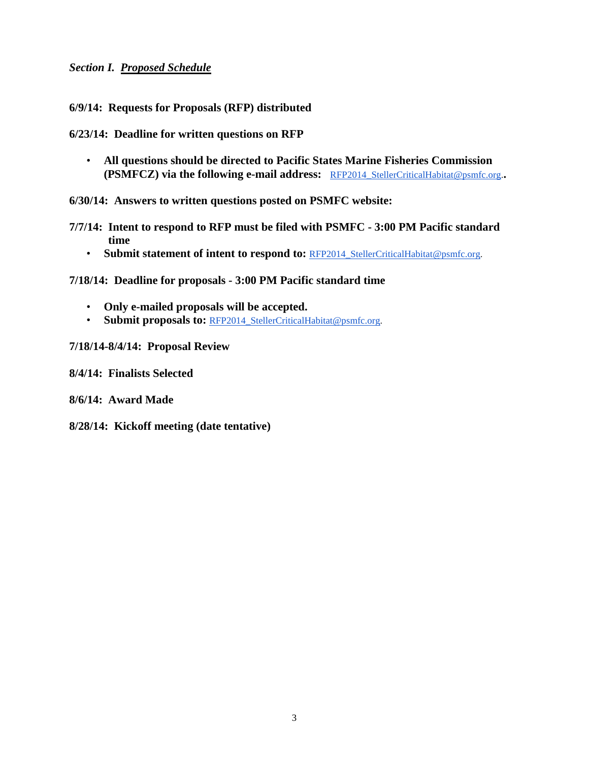### *Section I. Proposed Schedule*

**6/9/14: Requests for Proposals (RFP) distributed**

**6/23/14: Deadline for written questions on RFP**

- **All questions should be directed to Pacific States Marine Fisheries Commission (PSMFCZ) via the following e-mail address:** RFP2014_StellerCriticalHabitat@psmfc.org..

**6/30/14: Answers to written questions posted on PSMFC website:**

**7/7/14: Intent to respond to RFP must be filed with PSMFC - 3:00 PM Pacific standard time**

- **Submit statement of intent to respond to:** RFP2014_StellerCriticalHabitat@psmfc.org.

**7/18/14: Deadline for proposals - 3:00 PM Pacific standard time**

- **Only e-mailed proposals will be accepted.**
- **Submit proposals to:** RFP2014_StellerCriticalHabitat@psmfc.org.

**7/18/14-8/4/14: Proposal Review**

**8/4/14: Finalists Selected**

**8/6/14: Award Made**

**8/28/14: Kickoff meeting (date tentative)**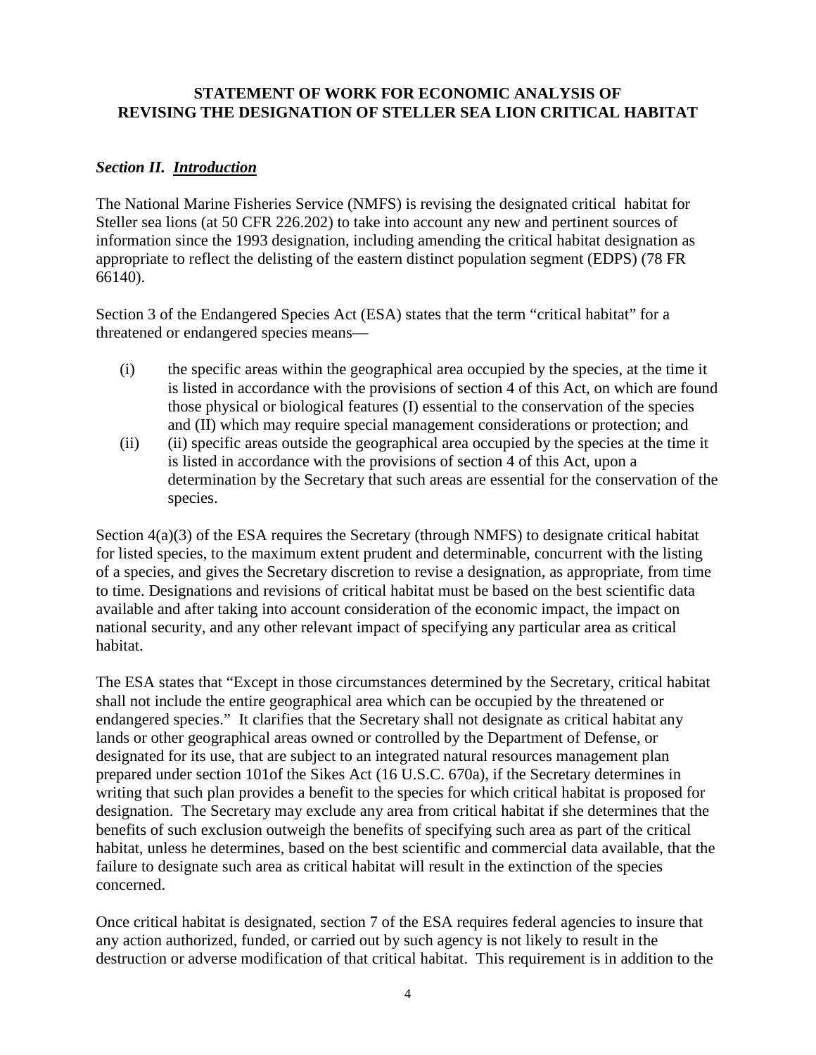## STATEMENT OF WORK FOR ECONOMIC ANALYSIS OF REVISING THE DESIGNATION OF STELLER SEA LION CRITICAL HABITAT

### *Section II. <u>Introduction</u>*

The National Marine Fisheries Service (NMFS) is revising the designated critical habitat for Steller sea lions (at 50 CFR 226.202) to take into account any new and pertinent sources of information since the 1993 designation, including amending the critical habitat designation as appropriate to reflect the delisting of the eastern distinct population segment (EDPS) (78 FR 66140).

Section 3 of the Endangered Species Act (ESA) states that the term "critical habitat" for a threatened or endangered species means—

(i) the specific areas within the geographical area occupied by the species, at the time it is listed in accordance with the provisions of section 4 of this Act, on which are found those physical or biological features (I) essential to the conservation of the species and (II) which may require special management considerations or protection; and

(ii) (ii) specific areas outside the geographical area occupied by the species at the time it is listed in accordance with the provisions of section 4 of this Act, upon a determination by the Secretary that such areas are essential for the conservation of the species.

Section 4(a)(3) of the ESA requires the Secretary (through NMFS) to designate critical habitat for listed species, to the maximum extent prudent and determinable, concurrent with the listing of a species, and gives the Secretary discretion to revise a designation, as appropriate, from time to time. Designations and revisions of critical habitat must be based on the best scientific data available and after taking into account consideration of the economic impact, the impact on national security, and any other relevant impact of specifying any particular area as critical habitat.

The ESA states that "Except in those circumstances determined by the Secretary, critical habitat shall not include the entire geographical area which can be occupied by the threatened or endangered species." It clarifies that the Secretary shall not designate as critical habitat any lands or other geographical areas owned or controlled by the Department of Defense, or designated for its use, that are subject to an integrated natural resources management plan prepared under section 101of the Sikes Act (16 U.S.C. 670a), if the Secretary determines in writing that such plan provides a benefit to the species for which critical habitat is proposed for designation. The Secretary may exclude any area from critical habitat if she determines that the benefits of such exclusion outweigh the benefits of specifying such area as part of the critical habitat, unless he determines, based on the best scientific and commercial data available, that the failure to designate such area as critical habitat will result in the extinction of the species concerned.

Once critical habitat is designated, section 7 of the ESA requires federal agencies to insure that any action authorized, funded, or carried out by such agency is not likely to result in the destruction or adverse modification of that critical habitat. This requirement is in addition to the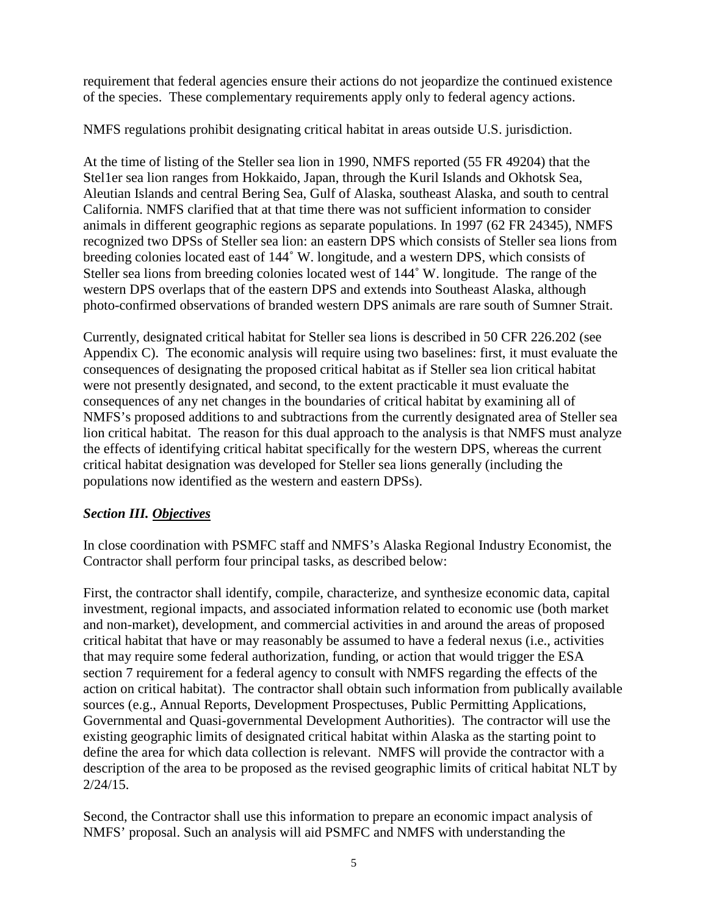requirement that federal agencies ensure their actions do not jeopardize the continued existence of the species. These complementary requirements apply only to federal agency actions.

NMFS regulations prohibit designating critical habitat in areas outside U.S. jurisdiction.

At the time of listing of the Steller sea lion in 1990, NMFS reported (55 FR 49204) that the Stel1er sea lion ranges from Hokkaido, Japan, through the Kuril Islands and Okhotsk Sea, Aleutian Islands and central Bering Sea, Gulf of Alaska, southeast Alaska, and south to central California. NMFS clarified that at that time there was not sufficient information to consider animals in different geographic regions as separate populations. In 1997 (62 FR 24345), NMFS recognized two DPSs of Steller sea lion: an eastern DPS which consists of Steller sea lions from breeding colonies located east of 144˚ W. longitude, and a western DPS, which consists of Steller sea lions from breeding colonies located west of 144˚ W. longitude. The range of the western DPS overlaps that of the eastern DPS and extends into Southeast Alaska, although photo-confirmed observations of branded western DPS animals are rare south of Sumner Strait.

Currently, designated critical habitat for Steller sea lions is described in 50 CFR 226.202 (see Appendix C). The economic analysis will require using two baselines: first, it must evaluate the consequences of designating the proposed critical habitat as if Steller sea lion critical habitat were not presently designated, and second, to the extent practicable it must evaluate the consequences of any net changes in the boundaries of critical habitat by examining all of NMFS's proposed additions to and subtractions from the currently designated area of Steller sea lion critical habitat. The reason for this dual approach to the analysis is that NMFS must analyze the effects of identifying critical habitat specifically for the western DPS, whereas the current critical habitat designation was developed for Steller sea lions generally (including the populations now identified as the western and eastern DPSs).

### *Section III. __Objectives__*

In close coordination with PSMFC staff and NMFS's Alaska Regional Industry Economist, the Contractor shall perform four principal tasks, as described below:

First, the contractor shall identify, compile, characterize, and synthesize economic data, capital investment, regional impacts, and associated information related to economic use (both market and non-market), development, and commercial activities in and around the areas of proposed critical habitat that have or may reasonably be assumed to have a federal nexus (i.e., activities that may require some federal authorization, funding, or action that would trigger the ESA section 7 requirement for a federal agency to consult with NMFS regarding the effects of the action on critical habitat). The contractor shall obtain such information from publically available sources (e.g., Annual Reports, Development Prospectuses, Public Permitting Applications, Governmental and Quasi-governmental Development Authorities). The contractor will use the existing geographic limits of designated critical habitat within Alaska as the starting point to define the area for which data collection is relevant. NMFS will provide the contractor with a description of the area to be proposed as the revised geographic limits of critical habitat NLT by 2/24/15.

Second, the Contractor shall use this information to prepare an economic impact analysis of NMFS' proposal. Such an analysis will aid PSMFC and NMFS with understanding the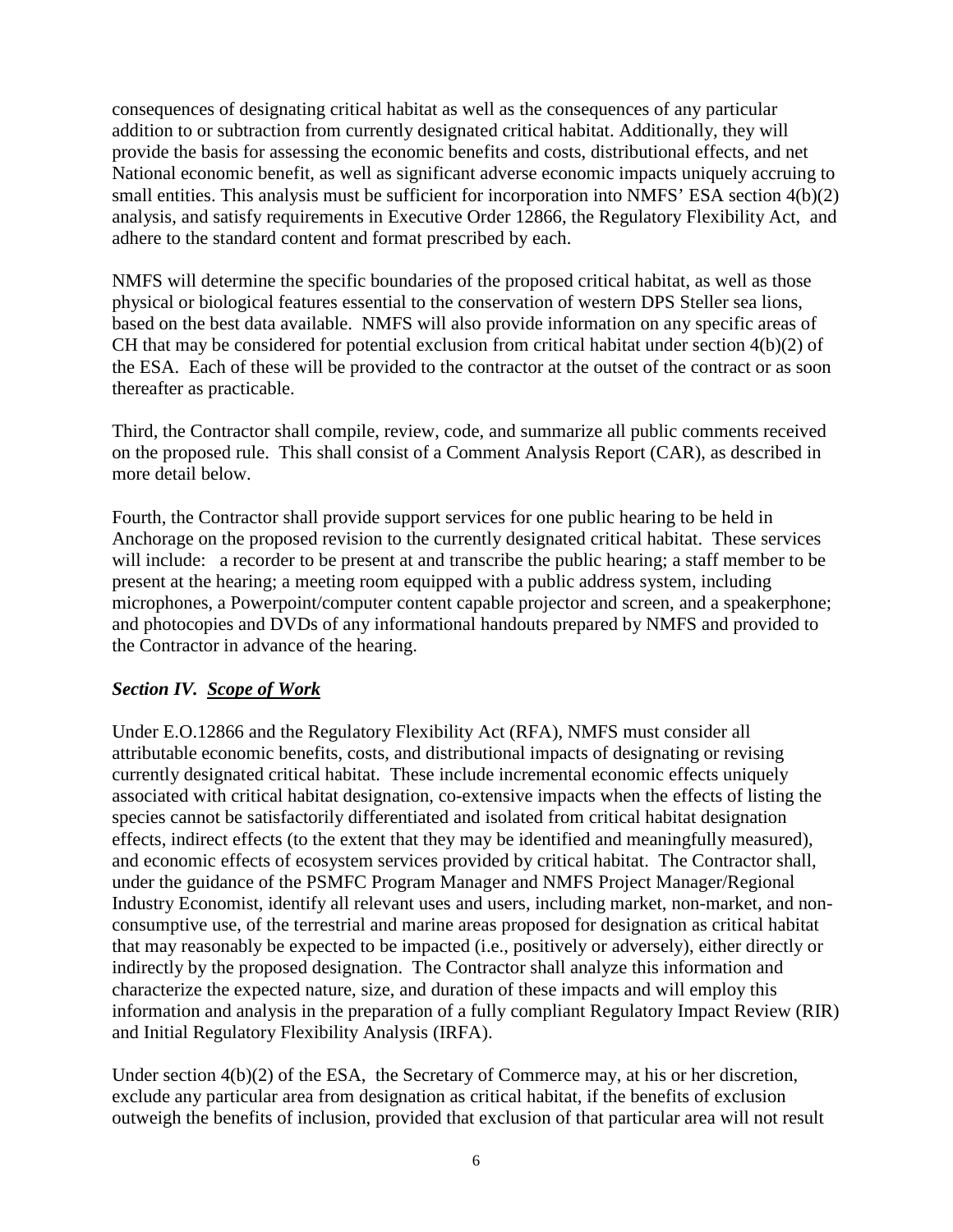consequences of designating critical habitat as well as the consequences of any particular addition to or subtraction from currently designated critical habitat. Additionally, they will provide the basis for assessing the economic benefits and costs, distributional effects, and net National economic benefit, as well as significant adverse economic impacts uniquely accruing to small entities. This analysis must be sufficient for incorporation into NMFS' ESA section 4(b)(2) analysis, and satisfy requirements in Executive Order 12866, the Regulatory Flexibility Act, and adhere to the standard content and format prescribed by each.

NMFS will determine the specific boundaries of the proposed critical habitat, as well as those physical or biological features essential to the conservation of western DPS Steller sea lions, based on the best data available. NMFS will also provide information on any specific areas of CH that may be considered for potential exclusion from critical habitat under section 4(b)(2) of the ESA. Each of these will be provided to the contractor at the outset of the contract or as soon thereafter as practicable.

Third, the Contractor shall compile, review, code, and summarize all public comments received on the proposed rule. This shall consist of a Comment Analysis Report (CAR), as described in more detail below.

Fourth, the Contractor shall provide support services for one public hearing to be held in Anchorage on the proposed revision to the currently designated critical habitat. These services will include: a recorder to be present at and transcribe the public hearing; a staff member to be present at the hearing; a meeting room equipped with a public address system, including microphones, a Powerpoint/computer content capable projector and screen, and a speakerphone; and photocopies and DVDs of any informational handouts prepared by NMFS and provided to the Contractor in advance of the hearing.

### ***Section IV. Scope of Work***

Under E.O.12866 and the Regulatory Flexibility Act (RFA), NMFS must consider all attributable economic benefits, costs, and distributional impacts of designating or revising currently designated critical habitat. These include incremental economic effects uniquely associated with critical habitat designation, co-extensive impacts when the effects of listing the species cannot be satisfactorily differentiated and isolated from critical habitat designation effects, indirect effects (to the extent that they may be identified and meaningfully measured), and economic effects of ecosystem services provided by critical habitat. The Contractor shall, under the guidance of the PSMFC Program Manager and NMFS Project Manager/Regional Industry Economist, identify all relevant uses and users, including market, non-market, and non-consumptive use, of the terrestrial and marine areas proposed for designation as critical habitat that may reasonably be expected to be impacted (i.e., positively or adversely), either directly or indirectly by the proposed designation. The Contractor shall analyze this information and characterize the expected nature, size, and duration of these impacts and will employ this information and analysis in the preparation of a fully compliant Regulatory Impact Review (RIR) and Initial Regulatory Flexibility Analysis (IRFA).

Under section 4(b)(2) of the ESA, the Secretary of Commerce may, at his or her discretion, exclude any particular area from designation as critical habitat, if the benefits of exclusion outweigh the benefits of inclusion, provided that exclusion of that particular area will not result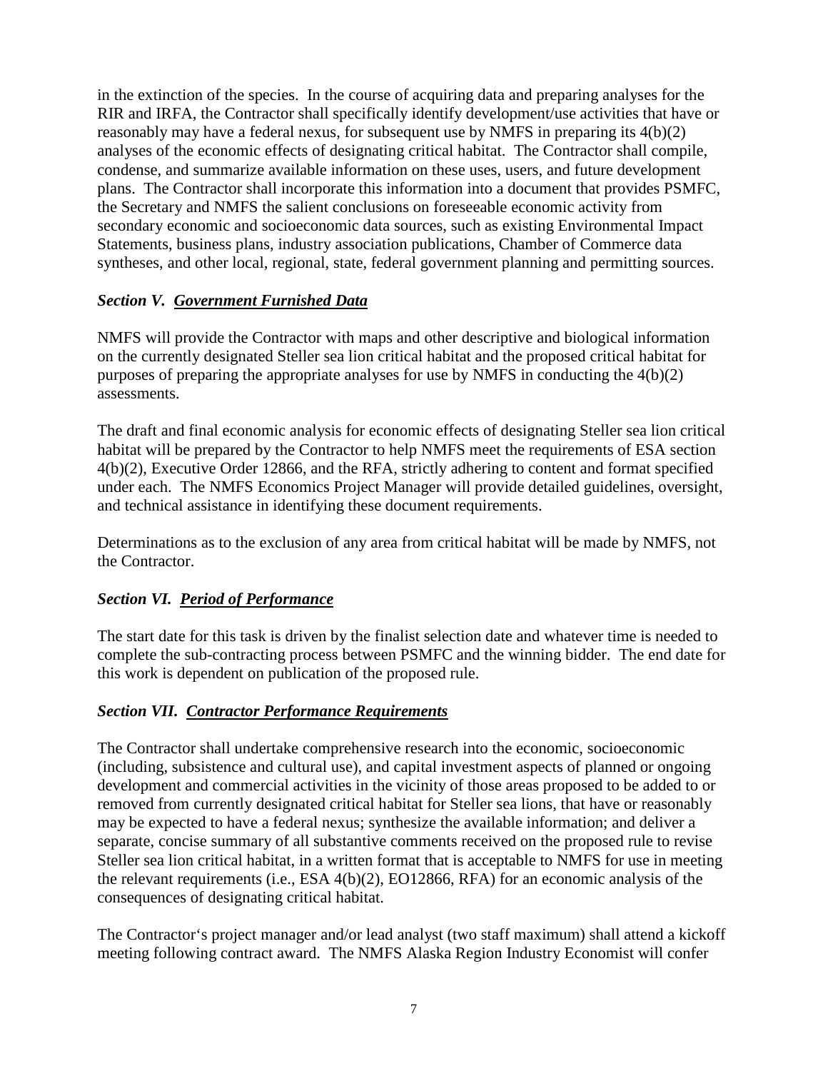in the extinction of the species. In the course of acquiring data and preparing analyses for the RIR and IRFA, the Contractor shall specifically identify development/use activities that have or reasonably may have a federal nexus, for subsequent use by NMFS in preparing its 4(b)(2) analyses of the economic effects of designating critical habitat. The Contractor shall compile, condense, and summarize available information on these uses, users, and future development plans. The Contractor shall incorporate this information into a document that provides PSMFC, the Secretary and NMFS the salient conclusions on foreseeable economic activity from secondary economic and socioeconomic data sources, such as existing Environmental Impact Statements, business plans, industry association publications, Chamber of Commerce data syntheses, and other local, regional, state, federal government planning and permitting sources.

### *Section V. Government Furnished Data*

NMFS will provide the Contractor with maps and other descriptive and biological information on the currently designated Steller sea lion critical habitat and the proposed critical habitat for purposes of preparing the appropriate analyses for use by NMFS in conducting the 4(b)(2) assessments.

The draft and final economic analysis for economic effects of designating Steller sea lion critical habitat will be prepared by the Contractor to help NMFS meet the requirements of ESA section 4(b)(2), Executive Order 12866, and the RFA, strictly adhering to content and format specified under each. The NMFS Economics Project Manager will provide detailed guidelines, oversight, and technical assistance in identifying these document requirements.

Determinations as to the exclusion of any area from critical habitat will be made by NMFS, not the Contractor.

### *Section VI. Period of Performance*

The start date for this task is driven by the finalist selection date and whatever time is needed to complete the sub-contracting process between PSMFC and the winning bidder. The end date for this work is dependent on publication of the proposed rule.

### *Section VII. Contractor Performance Requirements*

The Contractor shall undertake comprehensive research into the economic, socioeconomic (including, subsistence and cultural use), and capital investment aspects of planned or ongoing development and commercial activities in the vicinity of those areas proposed to be added to or removed from currently designated critical habitat for Steller sea lions, that have or reasonably may be expected to have a federal nexus; synthesize the available information; and deliver a separate, concise summary of all substantive comments received on the proposed rule to revise Steller sea lion critical habitat, in a written format that is acceptable to NMFS for use in meeting the relevant requirements (i.e., ESA 4(b)(2), EO12866, RFA) for an economic analysis of the consequences of designating critical habitat.

The Contractor's project manager and/or lead analyst (two staff maximum) shall attend a kickoff meeting following contract award. The NMFS Alaska Region Industry Economist will confer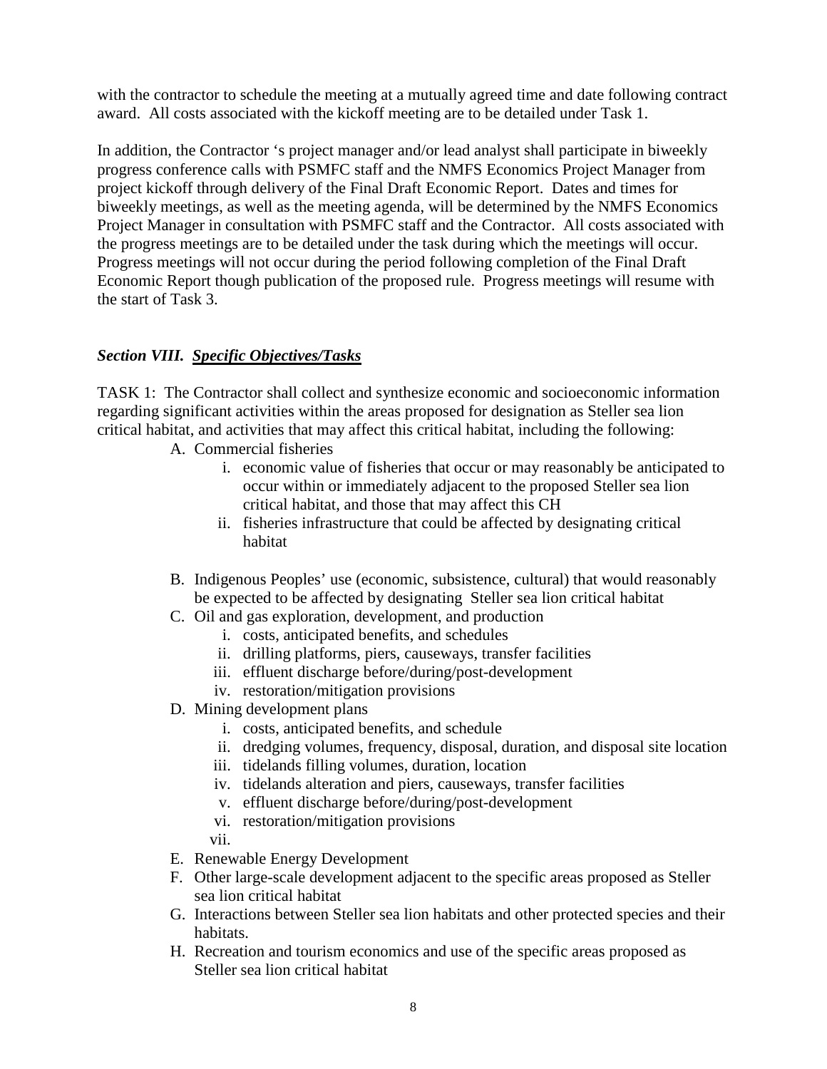with the contractor to schedule the meeting at a mutually agreed time and date following contract award. All costs associated with the kickoff meeting are to be detailed under Task 1.

In addition, the Contractor 's project manager and/or lead analyst shall participate in biweekly progress conference calls with PSMFC staff and the NMFS Economics Project Manager from project kickoff through delivery of the Final Draft Economic Report. Dates and times for biweekly meetings, as well as the meeting agenda, will be determined by the NMFS Economics Project Manager in consultation with PSMFC staff and the Contractor. All costs associated with the progress meetings are to be detailed under the task during which the meetings will occur. Progress meetings will not occur during the period following completion of the Final Draft Economic Report though publication of the proposed rule. Progress meetings will resume with the start of Task 3.

## *Section VIII. Specific Objectives/Tasks*

TASK 1: The Contractor shall collect and synthesize economic and socioeconomic information regarding significant activities within the areas proposed for designation as Steller sea lion critical habitat, and activities that may affect this critical habitat, including the following:

A. Commercial fisheries
    i. economic value of fisheries that occur or may reasonably be anticipated to occur within or immediately adjacent to the proposed Steller sea lion critical habitat, and those that may affect this CH
    ii. fisheries infrastructure that could be affected by designating critical habitat

B. Indigenous Peoples' use (economic, subsistence, cultural) that would reasonably be expected to be affected by designating Steller sea lion critical habitat

C. Oil and gas exploration, development, and production
    i. costs, anticipated benefits, and schedules
    ii. drilling platforms, piers, causeways, transfer facilities
    iii. effluent discharge before/during/post-development
    iv. restoration/mitigation provisions

D. Mining development plans
    i. costs, anticipated benefits, and schedule
    ii. dredging volumes, frequency, disposal, duration, and disposal site location
    iii. tidelands filling volumes, duration, location
    iv. tidelands alteration and piers, causeways, transfer facilities
    v. effluent discharge before/during/post-development
    vi. restoration/mitigation provisions
    vii.

E. Renewable Energy Development

F. Other large-scale development adjacent to the specific areas proposed as Steller sea lion critical habitat

G. Interactions between Steller sea lion habitats and other protected species and their habitats.

H. Recreation and tourism economics and use of the specific areas proposed as Steller sea lion critical habitat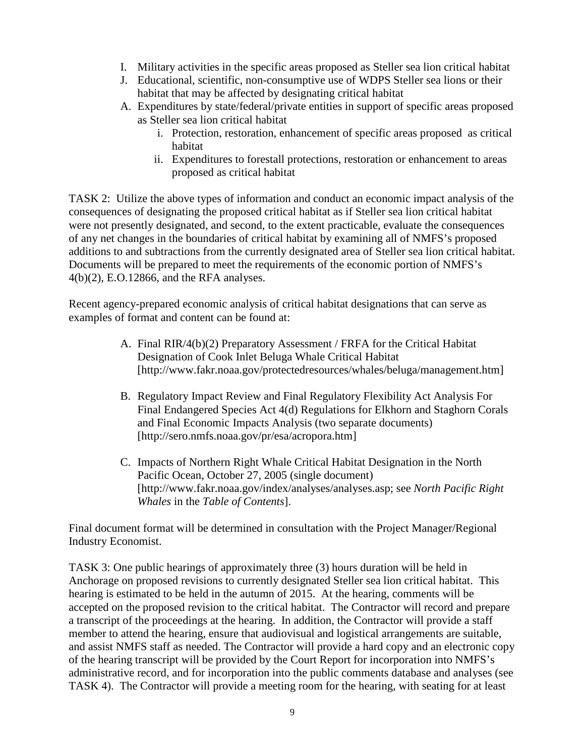I. Military activities in the specific areas proposed as Steller sea lion critical habitat
J. Educational, scientific, non-consumptive use of WDPS Steller sea lions or their habitat that may be affected by designating critical habitat
A. Expenditures by state/federal/private entities in support of specific areas proposed as Steller sea lion critical habitat
   i. Protection, restoration, enhancement of specific areas proposed as critical habitat
   ii. Expenditures to forestall protections, restoration or enhancement to areas proposed as critical habitat

TASK 2: Utilize the above types of information and conduct an economic impact analysis of the consequences of designating the proposed critical habitat as if Steller sea lion critical habitat were not presently designated, and second, to the extent practicable, evaluate the consequences of any net changes in the boundaries of critical habitat by examining all of NMFS's proposed additions to and subtractions from the currently designated area of Steller sea lion critical habitat. Documents will be prepared to meet the requirements of the economic portion of NMFS's 4(b)(2), E.O.12866, and the RFA analyses.

Recent agency-prepared economic analysis of critical habitat designations that can serve as examples of format and content can be found at:

A. Final RIR/4(b)(2) Preparatory Assessment / FRFA for the Critical Habitat Designation of Cook Inlet Beluga Whale Critical Habitat [http://www.fakr.noaa.gov/protectedresources/whales/beluga/management.htm]

B. Regulatory Impact Review and Final Regulatory Flexibility Act Analysis For Final Endangered Species Act 4(d) Regulations for Elkhorn and Staghorn Corals and Final Economic Impacts Analysis (two separate documents) [http://sero.nmfs.noaa.gov/pr/esa/acropora.htm]

C. Impacts of Northern Right Whale Critical Habitat Designation in the North Pacific Ocean, October 27, 2005 (single document) [http://www.fakr.noaa.gov/index/analyses/analyses.asp; see *North Pacific Right Whales* in the *Table of Contents*].

Final document format will be determined in consultation with the Project Manager/Regional Industry Economist.

TASK 3: One public hearings of approximately three (3) hours duration will be held in Anchorage on proposed revisions to currently designated Steller sea lion critical habitat. This hearing is estimated to be held in the autumn of 2015. At the hearing, comments will be accepted on the proposed revision to the critical habitat. The Contractor will record and prepare a transcript of the proceedings at the hearing. In addition, the Contractor will provide a staff member to attend the hearing, ensure that audiovisual and logistical arrangements are suitable, and assist NMFS staff as needed. The Contractor will provide a hard copy and an electronic copy of the hearing transcript will be provided by the Court Report for incorporation into NMFS's administrative record, and for incorporation into the public comments database and analyses (see TASK 4). The Contractor will provide a meeting room for the hearing, with seating for at least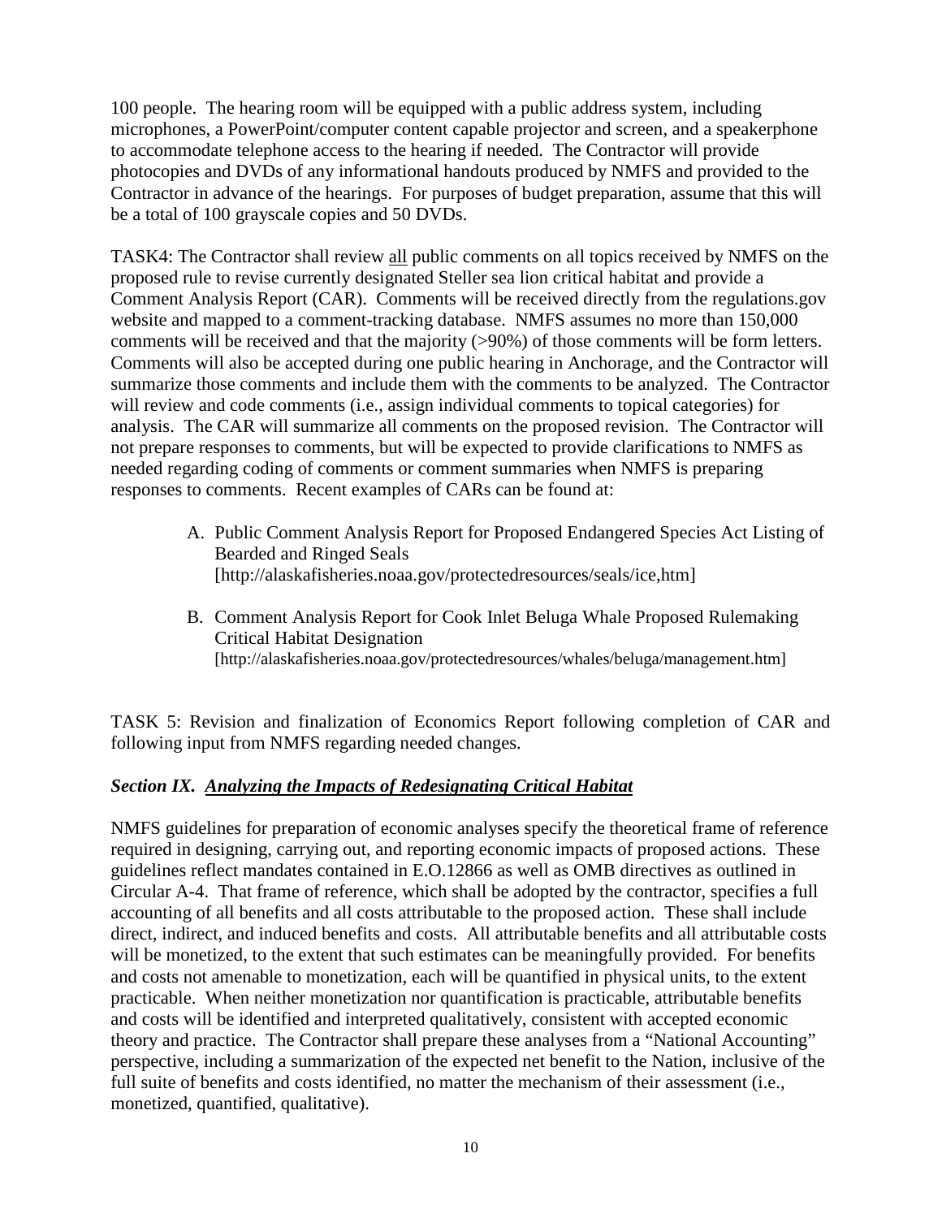100 people. The hearing room will be equipped with a public address system, including microphones, a PowerPoint/computer content capable projector and screen, and a speakerphone to accommodate telephone access to the hearing if needed. The Contractor will provide photocopies and DVDs of any informational handouts produced by NMFS and provided to the Contractor in advance of the hearings. For purposes of budget preparation, assume that this will be a total of 100 grayscale copies and 50 DVDs.

TASK4: The Contractor shall review <u>all</u> public comments on all topics received by NMFS on the proposed rule to revise currently designated Steller sea lion critical habitat and provide a Comment Analysis Report (CAR). Comments will be received directly from the regulations.gov website and mapped to a comment-tracking database. NMFS assumes no more than 150,000 comments will be received and that the majority (>90%) of those comments will be form letters. Comments will also be accepted during one public hearing in Anchorage, and the Contractor will summarize those comments and include them with the comments to be analyzed. The Contractor will review and code comments (i.e., assign individual comments to topical categories) for analysis. The CAR will summarize all comments on the proposed revision. The Contractor will not prepare responses to comments, but will be expected to provide clarifications to NMFS as needed regarding coding of comments or comment summaries when NMFS is preparing responses to comments. Recent examples of CARs can be found at:

A. Public Comment Analysis Report for Proposed Endangered Species Act Listing of Bearded and Ringed Seals [http://alaskafisheries.noaa.gov/protectedresources/seals/ice,htm]

B. Comment Analysis Report for Cook Inlet Beluga Whale Proposed Rulemaking Critical Habitat Designation [http://alaskafisheries.noaa.gov/protectedresources/whales/beluga/management.htm]

TASK 5: Revision and finalization of Economics Report following completion of CAR and following input from NMFS regarding needed changes.

### ***Section IX. <u>Analyzing the Impacts of Redesignating Critical Habitat</u>***

NMFS guidelines for preparation of economic analyses specify the theoretical frame of reference required in designing, carrying out, and reporting economic impacts of proposed actions. These guidelines reflect mandates contained in E.O.12866 as well as OMB directives as outlined in Circular A-4. That frame of reference, which shall be adopted by the contractor, specifies a full accounting of all benefits and all costs attributable to the proposed action. These shall include direct, indirect, and induced benefits and costs. All attributable benefits and all attributable costs will be monetized, to the extent that such estimates can be meaningfully provided. For benefits and costs not amenable to monetization, each will be quantified in physical units, to the extent practicable. When neither monetization nor quantification is practicable, attributable benefits and costs will be identified and interpreted qualitatively, consistent with accepted economic theory and practice. The Contractor shall prepare these analyses from a "National Accounting" perspective, including a summarization of the expected net benefit to the Nation, inclusive of the full suite of benefits and costs identified, no matter the mechanism of their assessment (i.e., monetized, quantified, qualitative).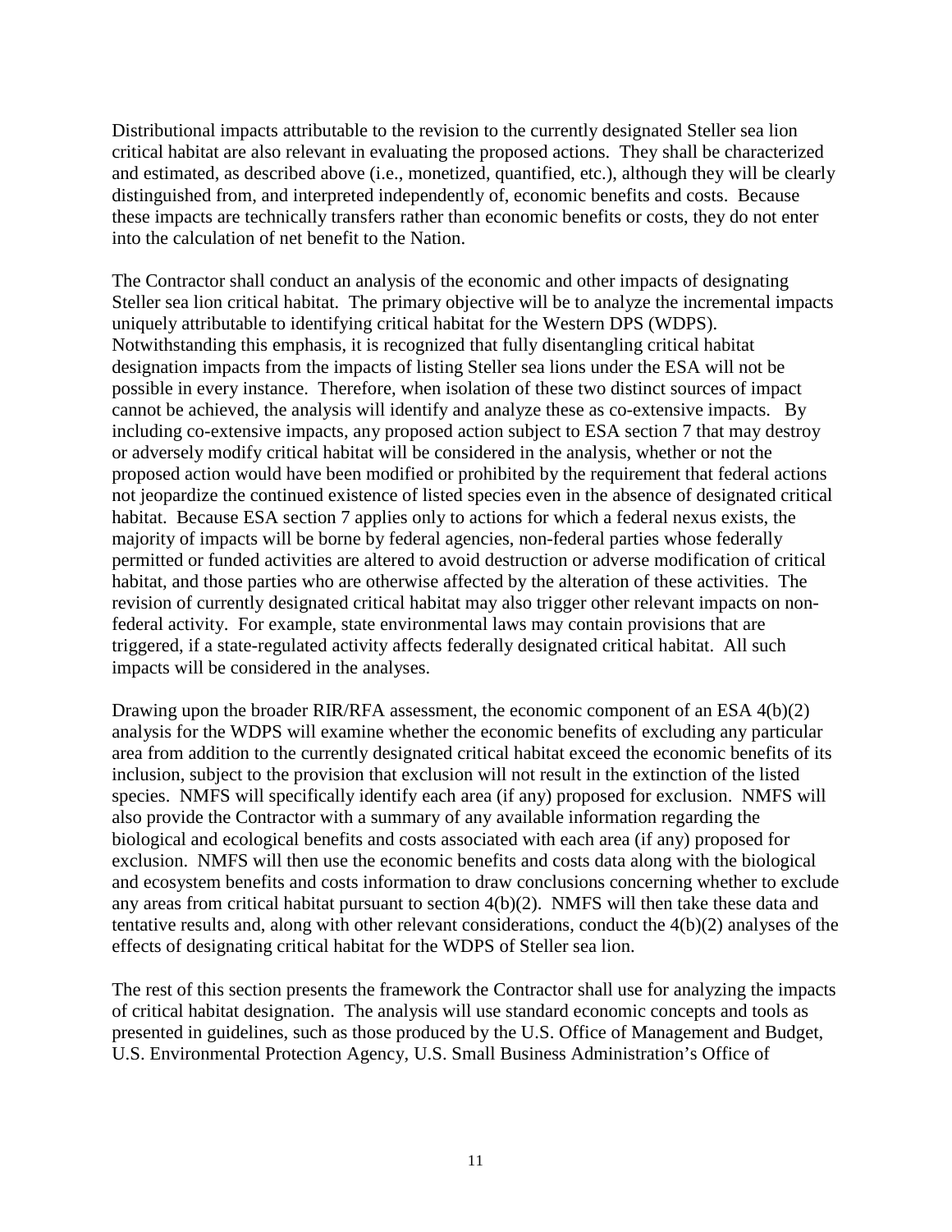Distributional impacts attributable to the revision to the currently designated Steller sea lion critical habitat are also relevant in evaluating the proposed actions. They shall be characterized and estimated, as described above (i.e., monetized, quantified, etc.), although they will be clearly distinguished from, and interpreted independently of, economic benefits and costs. Because these impacts are technically transfers rather than economic benefits or costs, they do not enter into the calculation of net benefit to the Nation.

The Contractor shall conduct an analysis of the economic and other impacts of designating Steller sea lion critical habitat. The primary objective will be to analyze the incremental impacts uniquely attributable to identifying critical habitat for the Western DPS (WDPS). Notwithstanding this emphasis, it is recognized that fully disentangling critical habitat designation impacts from the impacts of listing Steller sea lions under the ESA will not be possible in every instance. Therefore, when isolation of these two distinct sources of impact cannot be achieved, the analysis will identify and analyze these as co-extensive impacts. By including co-extensive impacts, any proposed action subject to ESA section 7 that may destroy or adversely modify critical habitat will be considered in the analysis, whether or not the proposed action would have been modified or prohibited by the requirement that federal actions not jeopardize the continued existence of listed species even in the absence of designated critical habitat. Because ESA section 7 applies only to actions for which a federal nexus exists, the majority of impacts will be borne by federal agencies, non-federal parties whose federally permitted or funded activities are altered to avoid destruction or adverse modification of critical habitat, and those parties who are otherwise affected by the alteration of these activities. The revision of currently designated critical habitat may also trigger other relevant impacts on non-federal activity. For example, state environmental laws may contain provisions that are triggered, if a state-regulated activity affects federally designated critical habitat. All such impacts will be considered in the analyses.

Drawing upon the broader RIR/RFA assessment, the economic component of an ESA 4(b)(2) analysis for the WDPS will examine whether the economic benefits of excluding any particular area from addition to the currently designated critical habitat exceed the economic benefits of its inclusion, subject to the provision that exclusion will not result in the extinction of the listed species. NMFS will specifically identify each area (if any) proposed for exclusion. NMFS will also provide the Contractor with a summary of any available information regarding the biological and ecological benefits and costs associated with each area (if any) proposed for exclusion. NMFS will then use the economic benefits and costs data along with the biological and ecosystem benefits and costs information to draw conclusions concerning whether to exclude any areas from critical habitat pursuant to section 4(b)(2). NMFS will then take these data and tentative results and, along with other relevant considerations, conduct the 4(b)(2) analyses of the effects of designating critical habitat for the WDPS of Steller sea lion.

The rest of this section presents the framework the Contractor shall use for analyzing the impacts of critical habitat designation. The analysis will use standard economic concepts and tools as presented in guidelines, such as those produced by the U.S. Office of Management and Budget, U.S. Environmental Protection Agency, U.S. Small Business Administration's Office of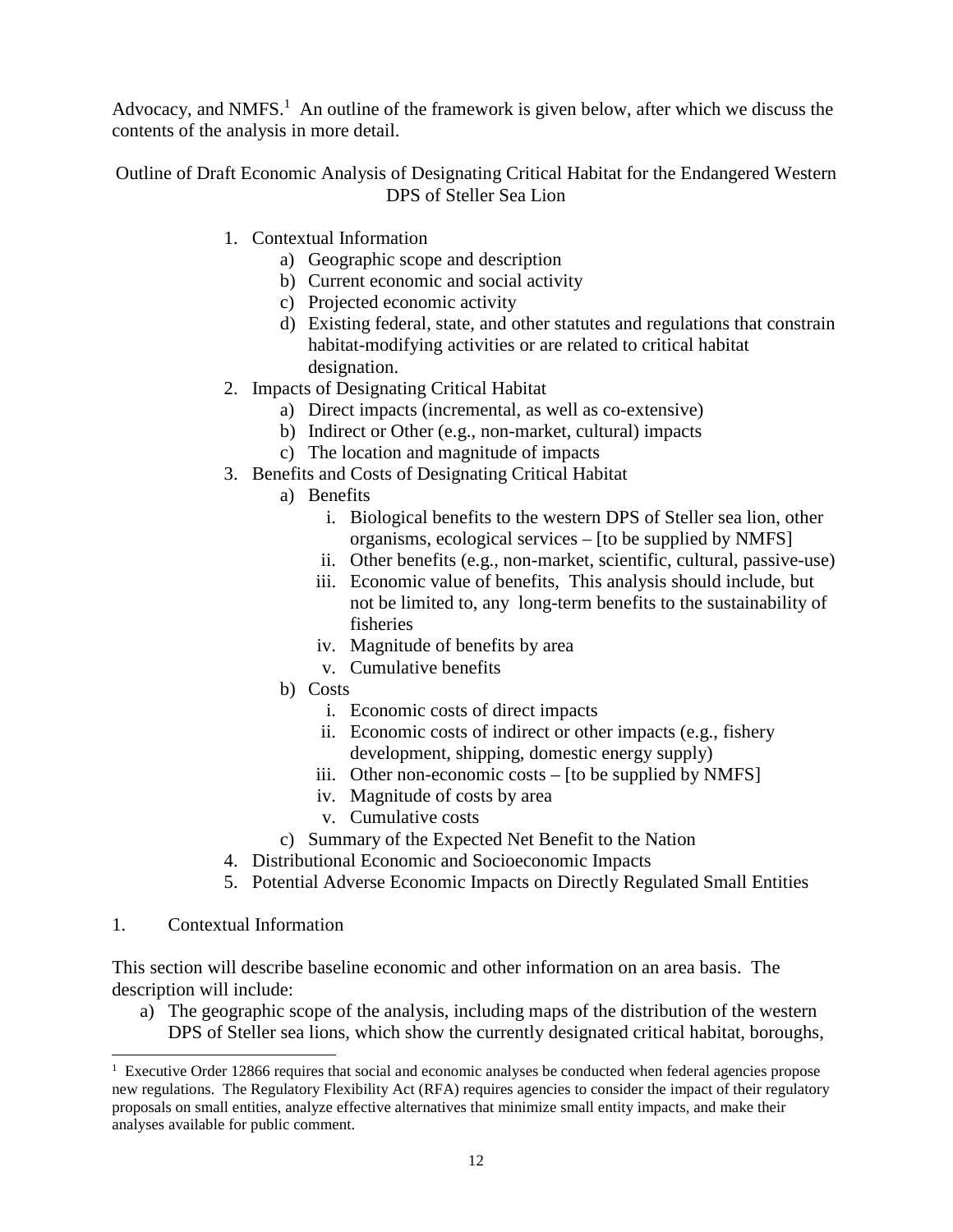Advocacy, and NMFS.[1] An outline of the framework is given below, after which we discuss the contents of the analysis in more detail.

Outline of Draft Economic Analysis of Designating Critical Habitat for the Endangered Western DPS of Steller Sea Lion

1. Contextual Information
   a) Geographic scope and description
   b) Current economic and social activity
   c) Projected economic activity
   d) Existing federal, state, and other statutes and regulations that constrain habitat-modifying activities or are related to critical habitat designation.
2. Impacts of Designating Critical Habitat
   a) Direct impacts (incremental, as well as co-extensive)
   b) Indirect or Other (e.g., non-market, cultural) impacts
   c) The location and magnitude of impacts
3. Benefits and Costs of Designating Critical Habitat
   a) Benefits
      i. Biological benefits to the western DPS of Steller sea lion, other organisms, ecological services – [to be supplied by NMFS]
      ii. Other benefits (e.g., non-market, scientific, cultural, passive-use)
      iii. Economic value of benefits, This analysis should include, but not be limited to, any long-term benefits to the sustainability of fisheries
      iv. Magnitude of benefits by area
      v. Cumulative benefits
   b) Costs
      i. Economic costs of direct impacts
      ii. Economic costs of indirect or other impacts (e.g., fishery development, shipping, domestic energy supply)
      iii. Other non-economic costs – [to be supplied by NMFS]
      iv. Magnitude of costs by area
      v. Cumulative costs
   c) Summary of the Expected Net Benefit to the Nation
4. Distributional Economic and Socioeconomic Impacts
5. Potential Adverse Economic Impacts on Directly Regulated Small Entities

1. Contextual Information

This section will describe baseline economic and other information on an area basis. The description will include:

a) The geographic scope of the analysis, including maps of the distribution of the western DPS of Steller sea lions, which show the currently designated critical habitat, boroughs,

[1] Executive Order 12866 requires that social and economic analyses be conducted when federal agencies propose new regulations. The Regulatory Flexibility Act (RFA) requires agencies to consider the impact of their regulatory proposals on small entities, analyze effective alternatives that minimize small entity impacts, and make their analyses available for public comment.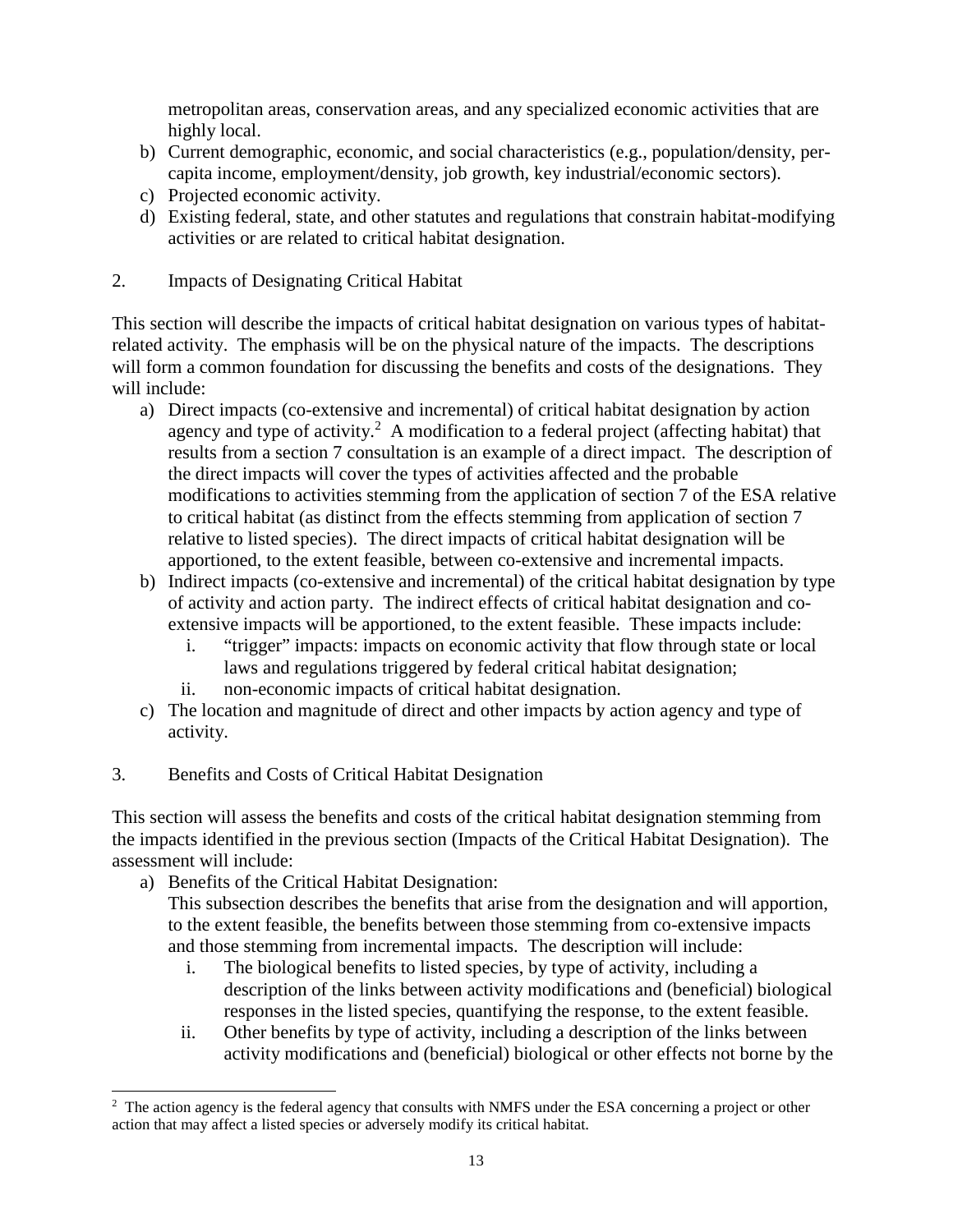metropolitan areas, conservation areas, and any specialized economic activities that are highly local.

b) Current demographic, economic, and social characteristics (e.g., population/density, per-capita income, employment/density, job growth, key industrial/economic sectors).
c) Projected economic activity.
d) Existing federal, state, and other statutes and regulations that constrain habitat-modifying activities or are related to critical habitat designation.

## 2. Impacts of Designating Critical Habitat

This section will describe the impacts of critical habitat designation on various types of habitat-related activity. The emphasis will be on the physical nature of the impacts. The descriptions will form a common foundation for discussing the benefits and costs of the designations. They will include:

a) Direct impacts (co-extensive and incremental) of critical habitat designation by action agency and type of activity.[2] A modification to a federal project (affecting habitat) that results from a section 7 consultation is an example of a direct impact. The description of the direct impacts will cover the types of activities affected and the probable modifications to activities stemming from the application of section 7 of the ESA relative to critical habitat (as distinct from the effects stemming from application of section 7 relative to listed species). The direct impacts of critical habitat designation will be apportioned, to the extent feasible, between co-extensive and incremental impacts.
b) Indirect impacts (co-extensive and incremental) of the critical habitat designation by type of activity and action party. The indirect effects of critical habitat designation and co-extensive impacts will be apportioned, to the extent feasible. These impacts include:
   i. "trigger" impacts: impacts on economic activity that flow through state or local laws and regulations triggered by federal critical habitat designation;
   ii. non-economic impacts of critical habitat designation.
c) The location and magnitude of direct and other impacts by action agency and type of activity.

## 3. Benefits and Costs of Critical Habitat Designation

This section will assess the benefits and costs of the critical habitat designation stemming from the impacts identified in the previous section (Impacts of the Critical Habitat Designation). The assessment will include:

a) Benefits of the Critical Habitat Designation:
   This subsection describes the benefits that arise from the designation and will apportion, to the extent feasible, the benefits between those stemming from co-extensive impacts and those stemming from incremental impacts. The description will include:
   i. The biological benefits to listed species, by type of activity, including a description of the links between activity modifications and (beneficial) biological responses in the listed species, quantifying the response, to the extent feasible.
   ii. Other benefits by type of activity, including a description of the links between activity modifications and (beneficial) biological or other effects not borne by the

[2] The action agency is the federal agency that consults with NMFS under the ESA concerning a project or other action that may affect a listed species or adversely modify its critical habitat.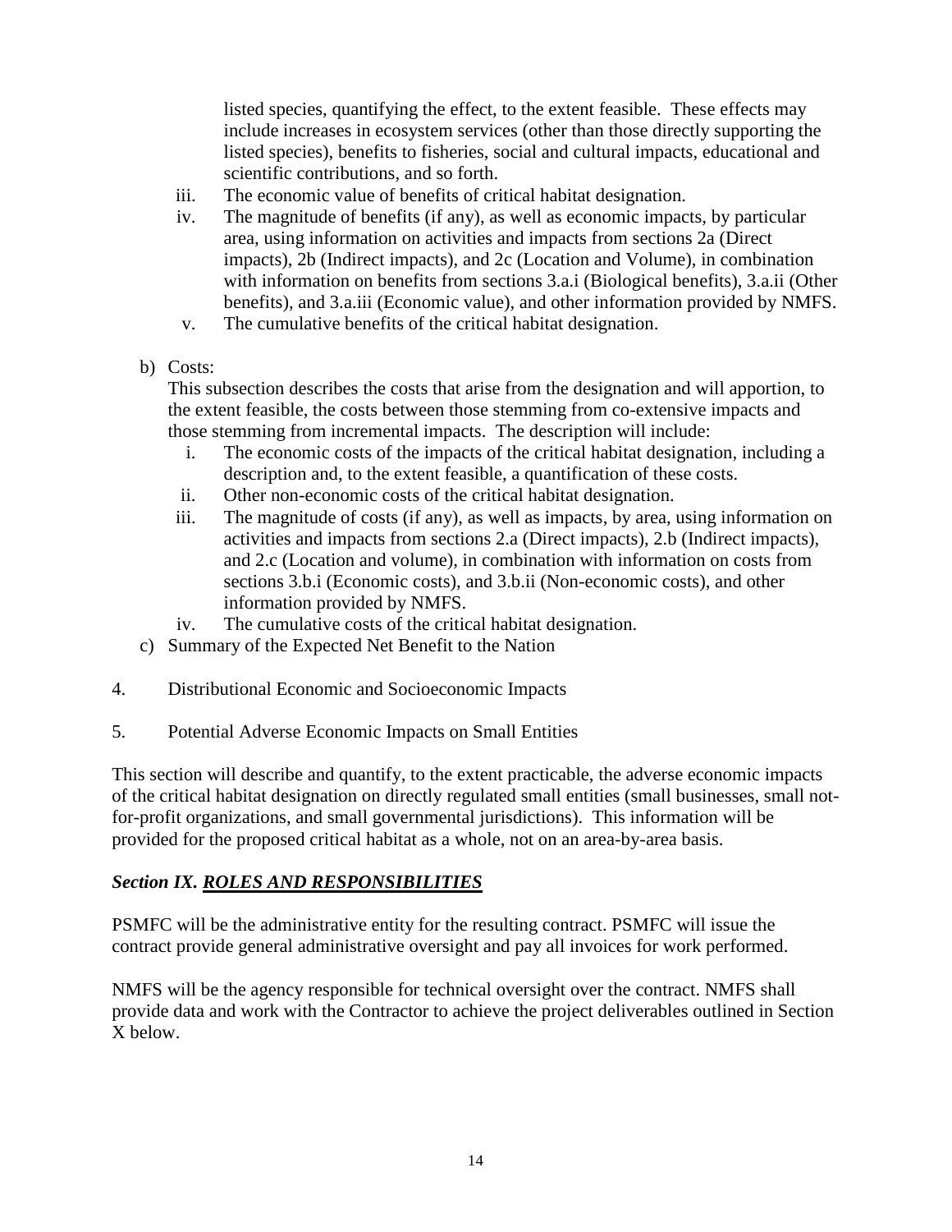listed species, quantifying the effect, to the extent feasible. These effects may include increases in ecosystem services (other than those directly supporting the listed species), benefits to fisheries, social and cultural impacts, educational and scientific contributions, and so forth.

iii. The economic value of benefits of critical habitat designation.

iv. The magnitude of benefits (if any), as well as economic impacts, by particular area, using information on activities and impacts from sections 2a (Direct impacts), 2b (Indirect impacts), and 2c (Location and Volume), in combination with information on benefits from sections 3.a.i (Biological benefits), 3.a.ii (Other benefits), and 3.a.iii (Economic value), and other information provided by NMFS.

v. The cumulative benefits of the critical habitat designation.

b) Costs:

This subsection describes the costs that arise from the designation and will apportion, to the extent feasible, the costs between those stemming from co-extensive impacts and those stemming from incremental impacts. The description will include:

i. The economic costs of the impacts of the critical habitat designation, including a description and, to the extent feasible, a quantification of these costs.

ii. Other non-economic costs of the critical habitat designation.

iii. The magnitude of costs (if any), as well as impacts, by area, using information on activities and impacts from sections 2.a (Direct impacts), 2.b (Indirect impacts), and 2.c (Location and volume), in combination with information on costs from sections 3.b.i (Economic costs), and 3.b.ii (Non-economic costs), and other information provided by NMFS.

iv. The cumulative costs of the critical habitat designation.

c) Summary of the Expected Net Benefit to the Nation

4. Distributional Economic and Socioeconomic Impacts

5. Potential Adverse Economic Impacts on Small Entities

This section will describe and quantify, to the extent practicable, the adverse economic impacts of the critical habitat designation on directly regulated small entities (small businesses, small not-for-profit organizations, and small governmental jurisdictions). This information will be provided for the proposed critical habitat as a whole, not on an area-by-area basis.

## *Section IX. ROLES AND RESPONSIBILITIES*

PSMFC will be the administrative entity for the resulting contract. PSMFC will issue the contract provide general administrative oversight and pay all invoices for work performed.

NMFS will be the agency responsible for technical oversight over the contract. NMFS shall provide data and work with the Contractor to achieve the project deliverables outlined in Section X below.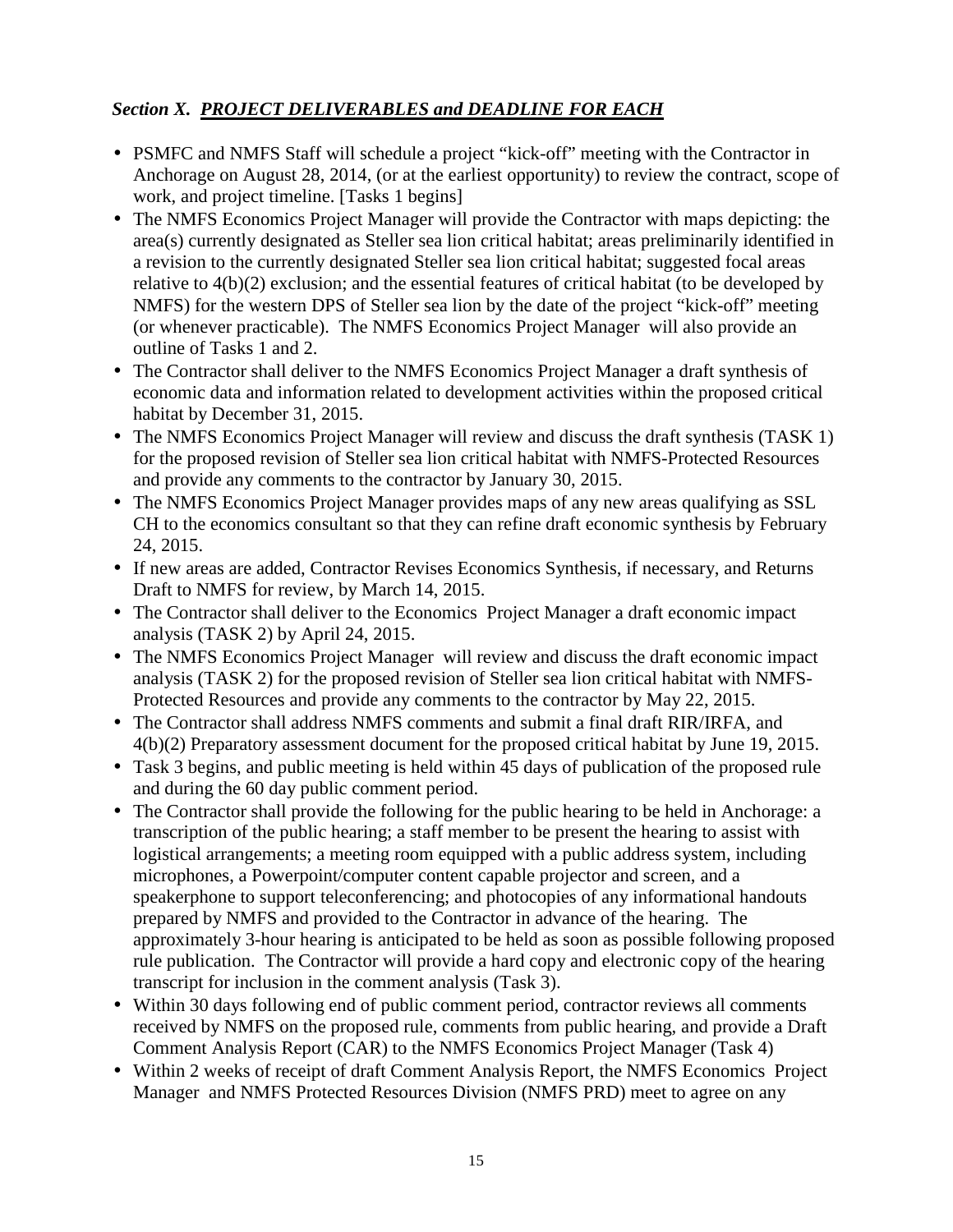***Section X. PROJECT DELIVERABLES and DEADLINE FOR EACH***

- PSMFC and NMFS Staff will schedule a project "kick-off" meeting with the Contractor in Anchorage on August 28, 2014, (or at the earliest opportunity) to review the contract, scope of work, and project timeline. [Tasks 1 begins]
- The NMFS Economics Project Manager will provide the Contractor with maps depicting: the area(s) currently designated as Steller sea lion critical habitat; areas preliminarily identified in a revision to the currently designated Steller sea lion critical habitat; suggested focal areas relative to 4(b)(2) exclusion; and the essential features of critical habitat (to be developed by NMFS) for the western DPS of Steller sea lion by the date of the project "kick-off" meeting (or whenever practicable). The NMFS Economics Project Manager will also provide an outline of Tasks 1 and 2.
- The Contractor shall deliver to the NMFS Economics Project Manager a draft synthesis of economic data and information related to development activities within the proposed critical habitat by December 31, 2015.
- The NMFS Economics Project Manager will review and discuss the draft synthesis (TASK 1) for the proposed revision of Steller sea lion critical habitat with NMFS-Protected Resources and provide any comments to the contractor by January 30, 2015.
- The NMFS Economics Project Manager provides maps of any new areas qualifying as SSL CH to the economics consultant so that they can refine draft economic synthesis by February 24, 2015.
- If new areas are added, Contractor Revises Economics Synthesis, if necessary, and Returns Draft to NMFS for review, by March 14, 2015.
- The Contractor shall deliver to the Economics Project Manager a draft economic impact analysis (TASK 2) by April 24, 2015.
- The NMFS Economics Project Manager will review and discuss the draft economic impact analysis (TASK 2) for the proposed revision of Steller sea lion critical habitat with NMFS-Protected Resources and provide any comments to the contractor by May 22, 2015.
- The Contractor shall address NMFS comments and submit a final draft RIR/IRFA, and 4(b)(2) Preparatory assessment document for the proposed critical habitat by June 19, 2015.
- Task 3 begins, and public meeting is held within 45 days of publication of the proposed rule and during the 60 day public comment period.
- The Contractor shall provide the following for the public hearing to be held in Anchorage: a transcription of the public hearing; a staff member to be present the hearing to assist with logistical arrangements; a meeting room equipped with a public address system, including microphones, a Powerpoint/computer content capable projector and screen, and a speakerphone to support teleconferencing; and photocopies of any informational handouts prepared by NMFS and provided to the Contractor in advance of the hearing. The approximately 3-hour hearing is anticipated to be held as soon as possible following proposed rule publication. The Contractor will provide a hard copy and electronic copy of the hearing transcript for inclusion in the comment analysis (Task 3).
- Within 30 days following end of public comment period, contractor reviews all comments received by NMFS on the proposed rule, comments from public hearing, and provide a Draft Comment Analysis Report (CAR) to the NMFS Economics Project Manager (Task 4)
- Within 2 weeks of receipt of draft Comment Analysis Report, the NMFS Economics Project Manager and NMFS Protected Resources Division (NMFS PRD) meet to agree on any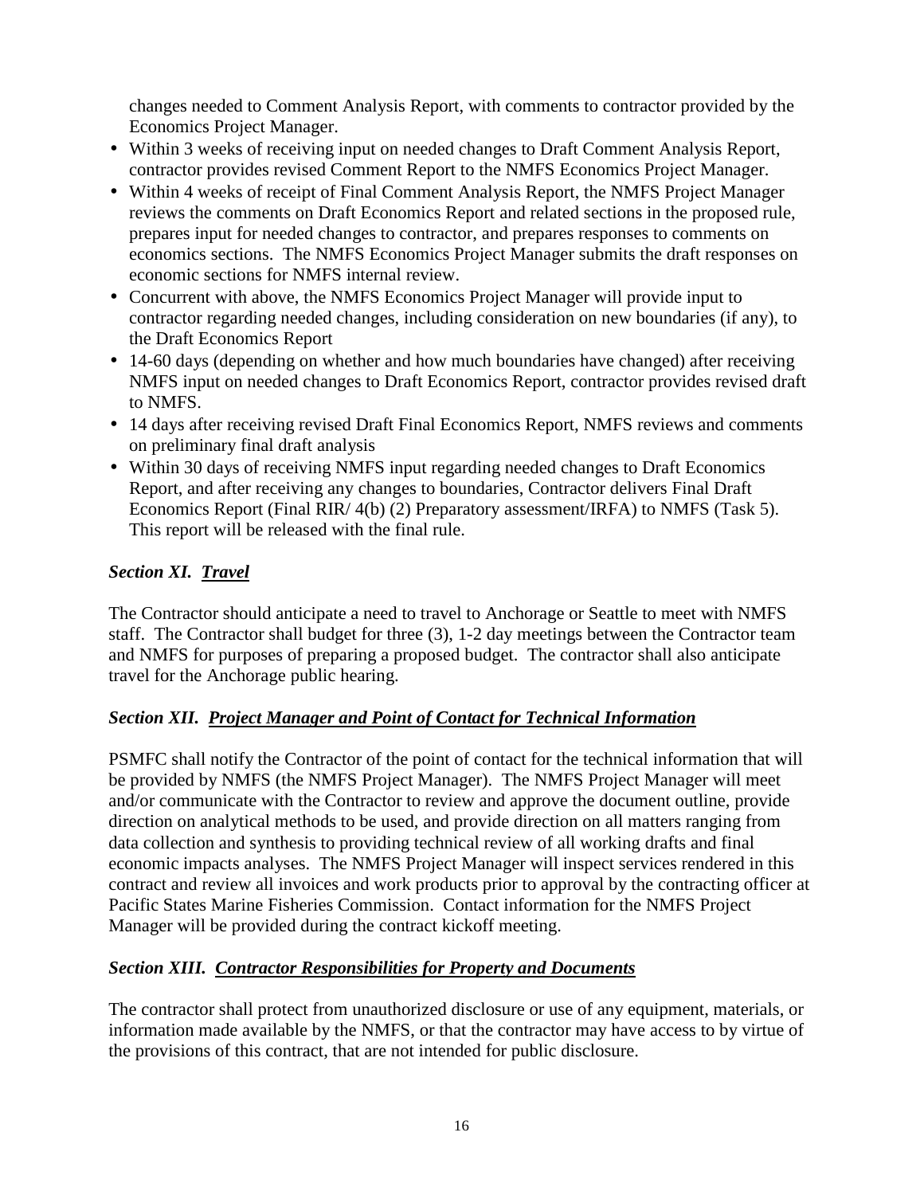changes needed to Comment Analysis Report, with comments to contractor provided by the Economics Project Manager.

- Within 3 weeks of receiving input on needed changes to Draft Comment Analysis Report, contractor provides revised Comment Report to the NMFS Economics Project Manager.
- Within 4 weeks of receipt of Final Comment Analysis Report, the NMFS Project Manager reviews the comments on Draft Economics Report and related sections in the proposed rule, prepares input for needed changes to contractor, and prepares responses to comments on economics sections. The NMFS Economics Project Manager submits the draft responses on economic sections for NMFS internal review.
- Concurrent with above, the NMFS Economics Project Manager will provide input to contractor regarding needed changes, including consideration on new boundaries (if any), to the Draft Economics Report
- 14-60 days (depending on whether and how much boundaries have changed) after receiving NMFS input on needed changes to Draft Economics Report, contractor provides revised draft to NMFS.
- 14 days after receiving revised Draft Final Economics Report, NMFS reviews and comments on preliminary final draft analysis
- Within 30 days of receiving NMFS input regarding needed changes to Draft Economics Report, and after receiving any changes to boundaries, Contractor delivers Final Draft Economics Report (Final RIR/ 4(b) (2) Preparatory assessment/IRFA) to NMFS (Task 5). This report will be released with the final rule.

### *Section XI. <u>Travel</u>*

The Contractor should anticipate a need to travel to Anchorage or Seattle to meet with NMFS staff. The Contractor shall budget for three (3), 1-2 day meetings between the Contractor team and NMFS for purposes of preparing a proposed budget. The contractor shall also anticipate travel for the Anchorage public hearing.

### *Section XII. <u>Project Manager and Point of Contact for Technical Information</u>*

PSMFC shall notify the Contractor of the point of contact for the technical information that will be provided by NMFS (the NMFS Project Manager). The NMFS Project Manager will meet and/or communicate with the Contractor to review and approve the document outline, provide direction on analytical methods to be used, and provide direction on all matters ranging from data collection and synthesis to providing technical review of all working drafts and final economic impacts analyses. The NMFS Project Manager will inspect services rendered in this contract and review all invoices and work products prior to approval by the contracting officer at Pacific States Marine Fisheries Commission. Contact information for the NMFS Project Manager will be provided during the contract kickoff meeting.

### *Section XIII. <u>Contractor Responsibilities for Property and Documents</u>*

The contractor shall protect from unauthorized disclosure or use of any equipment, materials, or information made available by the NMFS, or that the contractor may have access to by virtue of the provisions of this contract, that are not intended for public disclosure.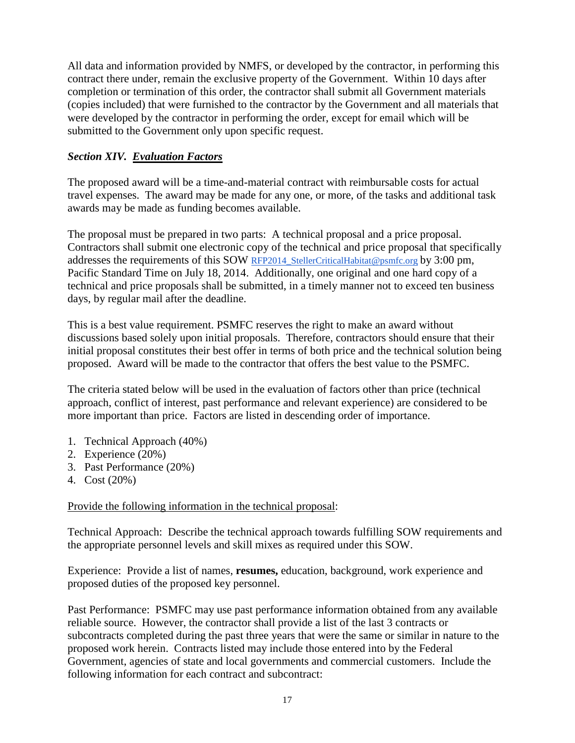All data and information provided by NMFS, or developed by the contractor, in performing this contract there under, remain the exclusive property of the Government. Within 10 days after completion or termination of this order, the contractor shall submit all Government materials (copies included) that were furnished to the contractor by the Government and all materials that were developed by the contractor in performing the order, except for email which will be submitted to the Government only upon specific request.

### *Section XIV. <u>Evaluation Factors</u>*

The proposed award will be a time-and-material contract with reimbursable costs for actual travel expenses. The award may be made for any one, or more, of the tasks and additional task awards may be made as funding becomes available.

The proposal must be prepared in two parts: A technical proposal and a price proposal. Contractors shall submit one electronic copy of the technical and price proposal that specifically addresses the requirements of this SOW RFP2014_StellerCriticalHabitat@psmfc.org by 3:00 pm, Pacific Standard Time on July 18, 2014. Additionally, one original and one hard copy of a technical and price proposals shall be submitted, in a timely manner not to exceed ten business days, by regular mail after the deadline.

This is a best value requirement. PSMFC reserves the right to make an award without discussions based solely upon initial proposals. Therefore, contractors should ensure that their initial proposal constitutes their best offer in terms of both price and the technical solution being proposed. Award will be made to the contractor that offers the best value to the PSMFC.

The criteria stated below will be used in the evaluation of factors other than price (technical approach, conflict of interest, past performance and relevant experience) are considered to be more important than price. Factors are listed in descending order of importance.

1. Technical Approach (40%)
2. Experience (20%)
3. Past Performance (20%)
4. Cost (20%)

<u>Provide the following information in the technical proposal</u>:

Technical Approach: Describe the technical approach towards fulfilling SOW requirements and the appropriate personnel levels and skill mixes as required under this SOW.

Experience: Provide a list of names, **resumes,** education, background, work experience and proposed duties of the proposed key personnel.

Past Performance: PSMFC may use past performance information obtained from any available reliable source. However, the contractor shall provide a list of the last 3 contracts or subcontracts completed during the past three years that were the same or similar in nature to the proposed work herein. Contracts listed may include those entered into by the Federal Government, agencies of state and local governments and commercial customers. Include the following information for each contract and subcontract: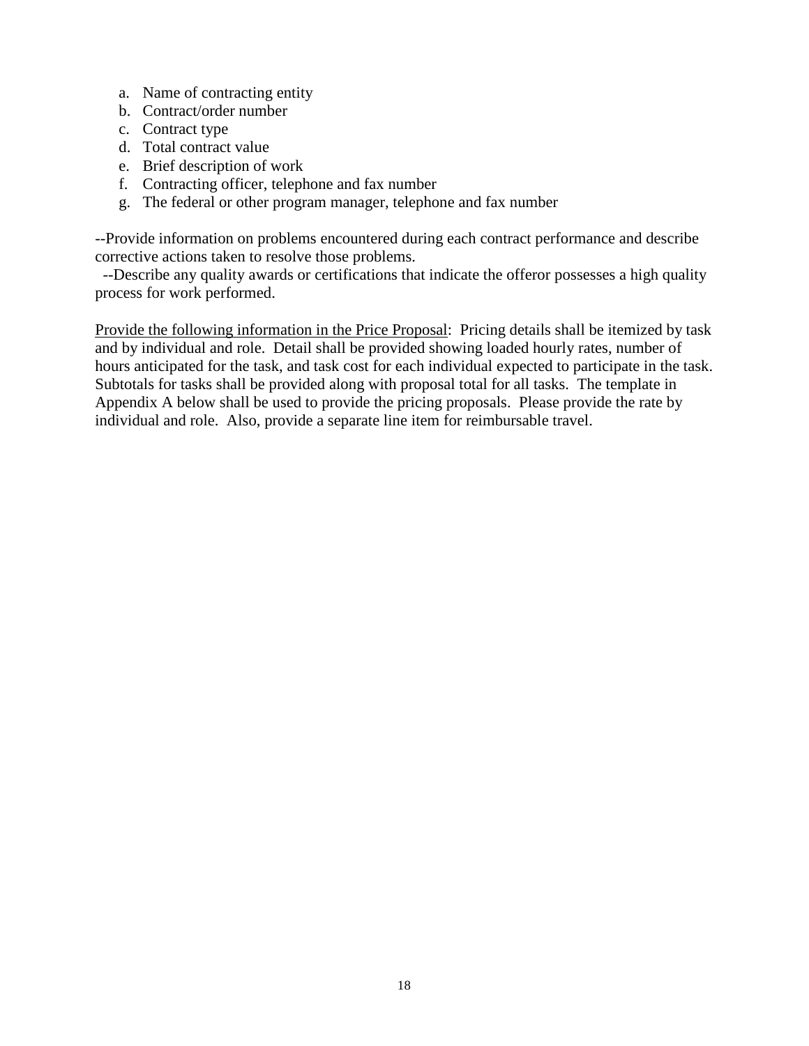a. Name of contracting entity
b. Contract/order number
c. Contract type
d. Total contract value
e. Brief description of work
f. Contracting officer, telephone and fax number
g. The federal or other program manager, telephone and fax number

--Provide information on problems encountered during each contract performance and describe corrective actions taken to resolve those problems.

--Describe any quality awards or certifications that indicate the offeror possesses a high quality process for work performed.

<u>Provide the following information in the Price Proposal</u>: Pricing details shall be itemized by task and by individual and role. Detail shall be provided showing loaded hourly rates, number of hours anticipated for the task, and task cost for each individual expected to participate in the task. Subtotals for tasks shall be provided along with proposal total for all tasks. The template in Appendix A below shall be used to provide the pricing proposals. Please provide the rate by individual and role. Also, provide a separate line item for reimbursable travel.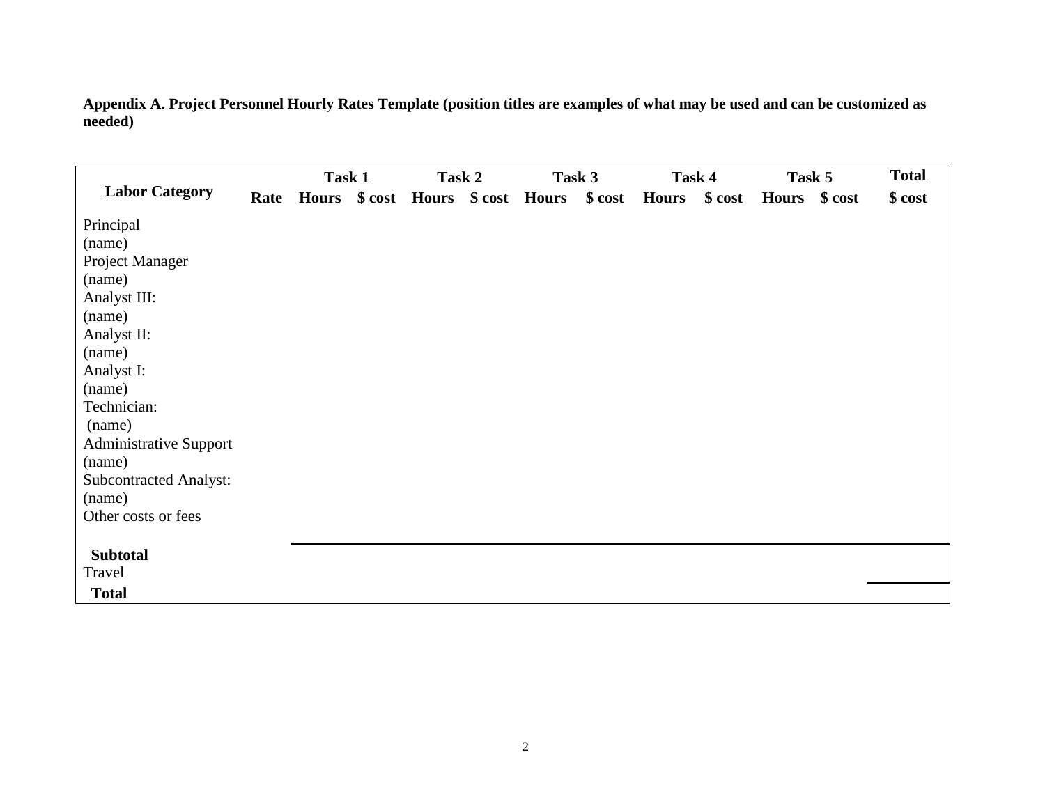**Appendix A. Project Personnel Hourly Rates Template (position titles are examples of what may be used and can be customized as needed)**

| Labor Category | Rate | Task 1 | | Task 2 | | Task 3 | | Task 4 | | Task 5 | | Total |
|---|---|---|---|---|---|---|---|---|---|---|---|---|
| | | Hours | $ cost | Hours | $ cost | Hours | $ cost | Hours | $ cost | Hours | $ cost | $ cost |
| Principal<br>(name) | | | | | | | | | | | | |
| Project Manager<br>(name) | | | | | | | | | | | | |
| Analyst III:<br>(name) | | | | | | | | | | | | |
| Analyst II:<br>(name) | | | | | | | | | | | | |
| Analyst I:<br>(name) | | | | | | | | | | | | |
| Technician:<br>(name) | | | | | | | | | | | | |
| Administrative Support<br>(name) | | | | | | | | | | | | |
| Subcontracted Analyst:<br>(name) | | | | | | | | | | | | |
| Other costs or fees | | | | | | | | | | | | |
| **Subtotal** | | | | | | | | | | | | |
| Travel | | | | | | | | | | | | |
| **Total** | | | | | | | | | | | | |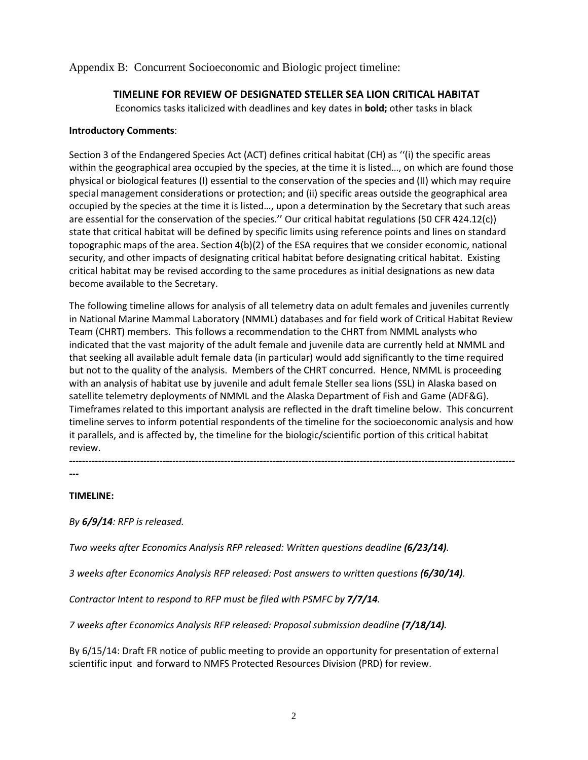Appendix B: Concurrent Socioeconomic and Biologic project timeline:

## TIMELINE FOR REVIEW OF DESIGNATED STELLER SEA LION CRITICAL HABITAT

Economics tasks italicized with deadlines and key dates in **bold;** other tasks in black

**Introductory Comments**:

Section 3 of the Endangered Species Act (ACT) defines critical habitat (CH) as ''(i) the specific areas within the geographical area occupied by the species, at the time it is listed..., on which are found those physical or biological features (I) essential to the conservation of the species and (II) which may require special management considerations or protection; and (ii) specific areas outside the geographical area occupied by the species at the time it is listed..., upon a determination by the Secretary that such areas are essential for the conservation of the species.'' Our critical habitat regulations (50 CFR 424.12(c)) state that critical habitat will be defined by specific limits using reference points and lines on standard topographic maps of the area. Section 4(b)(2) of the ESA requires that we consider economic, national security, and other impacts of designating critical habitat before designating critical habitat. Existing critical habitat may be revised according to the same procedures as initial designations as new data become available to the Secretary.

The following timeline allows for analysis of all telemetry data on adult females and juveniles currently in National Marine Mammal Laboratory (NMML) databases and for field work of Critical Habitat Review Team (CHRT) members. This follows a recommendation to the CHRT from NMML analysts who indicated that the vast majority of the adult female and juvenile data are currently held at NMML and that seeking all available adult female data (in particular) would add significantly to the time required but not to the quality of the analysis. Members of the CHRT concurred. Hence, NMML is proceeding with an analysis of habitat use by juvenile and adult female Steller sea lions (SSL) in Alaska based on satellite telemetry deployments of NMML and the Alaska Department of Fish and Game (ADF&G). Timeframes related to this important analysis are reflected in the draft timeline below. This concurrent timeline serves to inform potential respondents of the timeline for the socioeconomic analysis and how it parallels, and is affected by, the timeline for the biologic/scientific portion of this critical habitat review.

---

**TIMELINE:**

*By **6/9/14**: RFP is released.*

*Two weeks after Economics Analysis RFP released: Written questions deadline **(6/23/14)**.*

*3 weeks after Economics Analysis RFP released: Post answers to written questions **(6/30/14)**.*

*Contractor Intent to respond to RFP must be filed with PSMFC by **7/7/14**.*

*7 weeks after Economics Analysis RFP released: Proposal submission deadline **(7/18/14)**.*

By 6/15/14: Draft FR notice of public meeting to provide an opportunity for presentation of external scientific input and forward to NMFS Protected Resources Division (PRD) for review.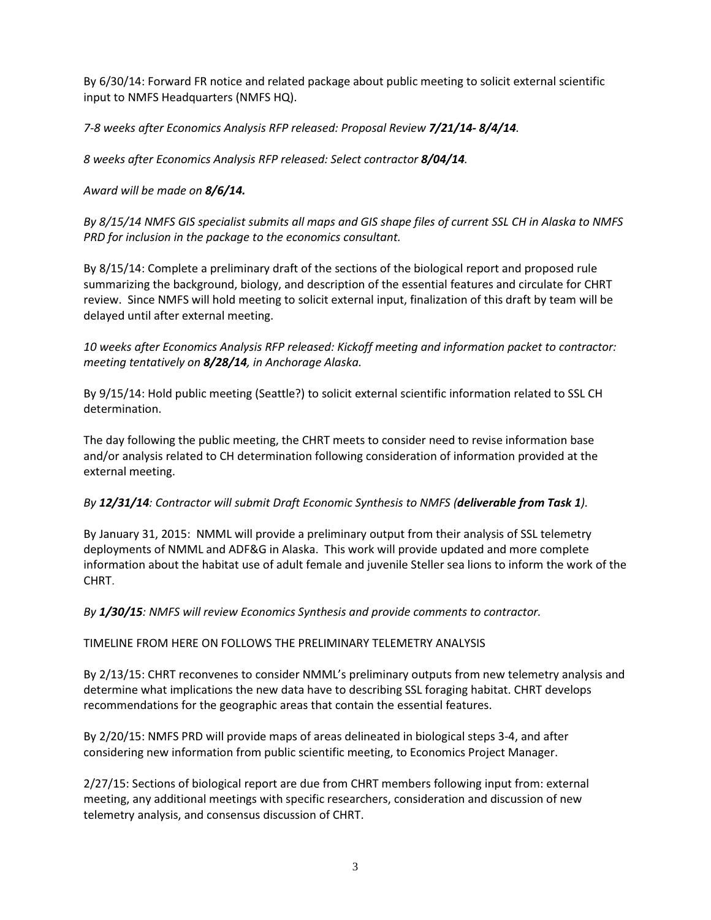By 6/30/14: Forward FR notice and related package about public meeting to solicit external scientific input to NMFS Headquarters (NMFS HQ).

*7-8 weeks after Economics Analysis RFP released: Proposal Review **7/21/14- 8/4/14**.*

*8 weeks after Economics Analysis RFP released: Select contractor **8/04/14**.*

*Award will be made on **8/6/14.***

*By 8/15/14 NMFS GIS specialist submits all maps and GIS shape files of current SSL CH in Alaska to NMFS PRD for inclusion in the package to the economics consultant.*

By 8/15/14: Complete a preliminary draft of the sections of the biological report and proposed rule summarizing the background, biology, and description of the essential features and circulate for CHRT review. Since NMFS will hold meeting to solicit external input, finalization of this draft by team will be delayed until after external meeting.

*10 weeks after Economics Analysis RFP released: Kickoff meeting and information packet to contractor: meeting tentatively on **8/28/14**, in Anchorage Alaska.*

By 9/15/14: Hold public meeting (Seattle?) to solicit external scientific information related to SSL CH determination.

The day following the public meeting, the CHRT meets to consider need to revise information base and/or analysis related to CH determination following consideration of information provided at the external meeting.

*By **12/31/14**: Contractor will submit Draft Economic Synthesis to NMFS (**deliverable from Task 1**).*

By January 31, 2015: NMML will provide a preliminary output from their analysis of SSL telemetry deployments of NMML and ADF&G in Alaska. This work will provide updated and more complete information about the habitat use of adult female and juvenile Steller sea lions to inform the work of the CHRT.

*By **1/30/15**: NMFS will review Economics Synthesis and provide comments to contractor.*

TIMELINE FROM HERE ON FOLLOWS THE PRELIMINARY TELEMETRY ANALYSIS

By 2/13/15: CHRT reconvenes to consider NMML's preliminary outputs from new telemetry analysis and determine what implications the new data have to describing SSL foraging habitat. CHRT develops recommendations for the geographic areas that contain the essential features.

By 2/20/15: NMFS PRD will provide maps of areas delineated in biological steps 3-4, and after considering new information from public scientific meeting, to Economics Project Manager.

2/27/15: Sections of biological report are due from CHRT members following input from: external meeting, any additional meetings with specific researchers, consideration and discussion of new telemetry analysis, and consensus discussion of CHRT.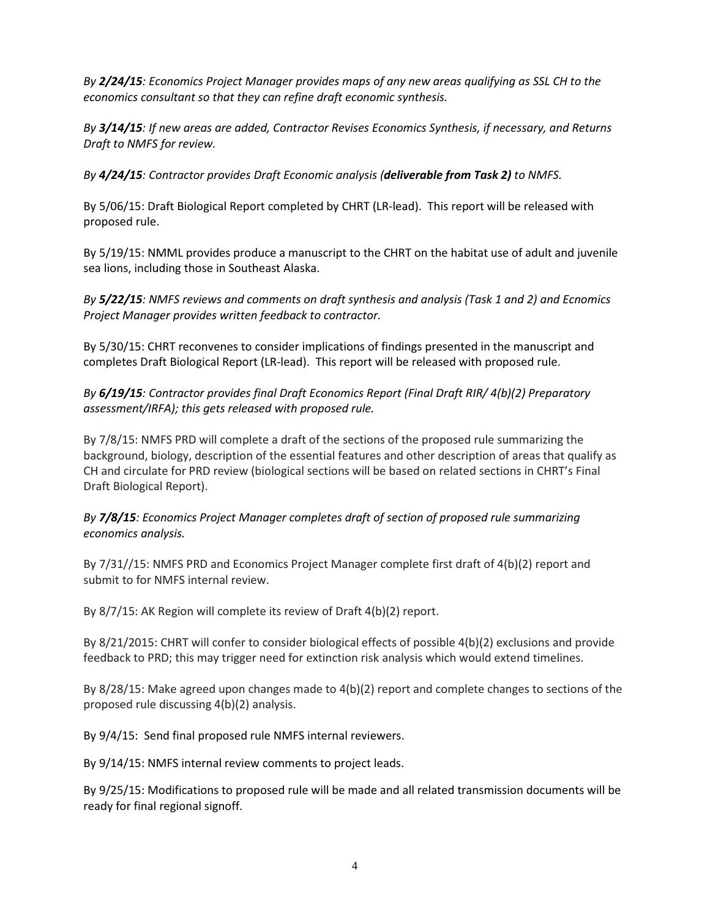*By **2/24/15**: Economics Project Manager provides maps of any new areas qualifying as SSL CH to the economics consultant so that they can refine draft economic synthesis.*

*By **3/14/15**: If new areas are added, Contractor Revises Economics Synthesis, if necessary, and Returns Draft to NMFS for review.*

*By **4/24/15**: Contractor provides Draft Economic analysis (**deliverable from Task 2)** to NMFS.*

By 5/06/15: Draft Biological Report completed by CHRT (LR-lead). This report will be released with proposed rule.

By 5/19/15: NMML provides produce a manuscript to the CHRT on the habitat use of adult and juvenile sea lions, including those in Southeast Alaska.

*By **5/22/15**: NMFS reviews and comments on draft synthesis and analysis (Task 1 and 2) and Ecnomics Project Manager provides written feedback to contractor.*

By 5/30/15: CHRT reconvenes to consider implications of findings presented in the manuscript and completes Draft Biological Report (LR-lead). This report will be released with proposed rule.

*By **6/19/15**: Contractor provides final Draft Economics Report (Final Draft RIR/ 4(b)(2) Preparatory assessment/IRFA); this gets released with proposed rule.*

By 7/8/15: NMFS PRD will complete a draft of the sections of the proposed rule summarizing the background, biology, description of the essential features and other description of areas that qualify as CH and circulate for PRD review (biological sections will be based on related sections in CHRT's Final Draft Biological Report).

*By **7/8/15**: Economics Project Manager completes draft of section of proposed rule summarizing economics analysis.*

By 7/31//15: NMFS PRD and Economics Project Manager complete first draft of 4(b)(2) report and submit to for NMFS internal review.

By 8/7/15: AK Region will complete its review of Draft 4(b)(2) report.

By 8/21/2015: CHRT will confer to consider biological effects of possible 4(b)(2) exclusions and provide feedback to PRD; this may trigger need for extinction risk analysis which would extend timelines.

By 8/28/15: Make agreed upon changes made to 4(b)(2) report and complete changes to sections of the proposed rule discussing 4(b)(2) analysis.

By 9/4/15: Send final proposed rule NMFS internal reviewers.

By 9/14/15: NMFS internal review comments to project leads.

By 9/25/15: Modifications to proposed rule will be made and all related transmission documents will be ready for final regional signoff.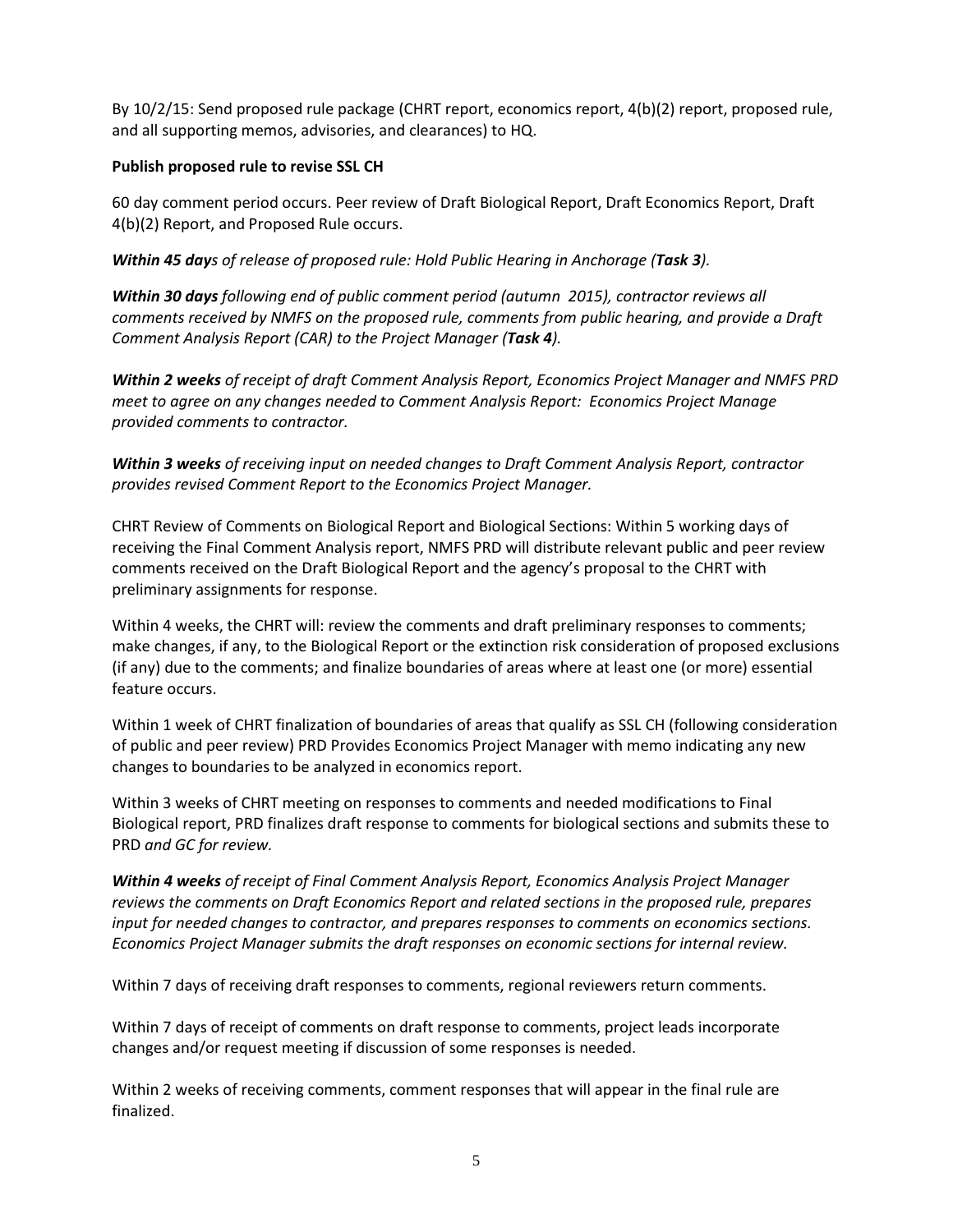By 10/2/15: Send proposed rule package (CHRT report, economics report, 4(b)(2) report, proposed rule, and all supporting memos, advisories, and clearances) to HQ.

**Publish proposed rule to revise SSL CH**

60 day comment period occurs. Peer review of Draft Biological Report, Draft Economics Report, Draft 4(b)(2) Report, and Proposed Rule occurs.

***Within 45 day****s of release of proposed rule: Hold Public Hearing in Anchorage (**Task 3**).*

***Within 30 days*** *following end of public comment period (autumn 2015), contractor reviews all comments received by NMFS on the proposed rule, comments from public hearing, and provide a Draft Comment Analysis Report (CAR) to the Project Manager (**Task 4**).*

***Within 2 weeks*** *of receipt of draft Comment Analysis Report, Economics Project Manager and NMFS PRD meet to agree on any changes needed to Comment Analysis Report: Economics Project Manage provided comments to contractor.*

***Within 3 weeks*** *of receiving input on needed changes to Draft Comment Analysis Report, contractor provides revised Comment Report to the Economics Project Manager.*

CHRT Review of Comments on Biological Report and Biological Sections: Within 5 working days of receiving the Final Comment Analysis report, NMFS PRD will distribute relevant public and peer review comments received on the Draft Biological Report and the agency's proposal to the CHRT with preliminary assignments for response.

Within 4 weeks, the CHRT will: review the comments and draft preliminary responses to comments; make changes, if any, to the Biological Report or the extinction risk consideration of proposed exclusions (if any) due to the comments; and finalize boundaries of areas where at least one (or more) essential feature occurs.

Within 1 week of CHRT finalization of boundaries of areas that qualify as SSL CH (following consideration of public and peer review) PRD Provides Economics Project Manager with memo indicating any new changes to boundaries to be analyzed in economics report.

Within 3 weeks of CHRT meeting on responses to comments and needed modifications to Final Biological report, PRD finalizes draft response to comments for biological sections and submits these to PRD *and GC for review.*

***Within 4 weeks*** *of receipt of Final Comment Analysis Report, Economics Analysis Project Manager reviews the comments on Draft Economics Report and related sections in the proposed rule, prepares input for needed changes to contractor, and prepares responses to comments on economics sections. Economics Project Manager submits the draft responses on economic sections for internal review.*

Within 7 days of receiving draft responses to comments, regional reviewers return comments.

Within 7 days of receipt of comments on draft response to comments, project leads incorporate changes and/or request meeting if discussion of some responses is needed.

Within 2 weeks of receiving comments, comment responses that will appear in the final rule are finalized.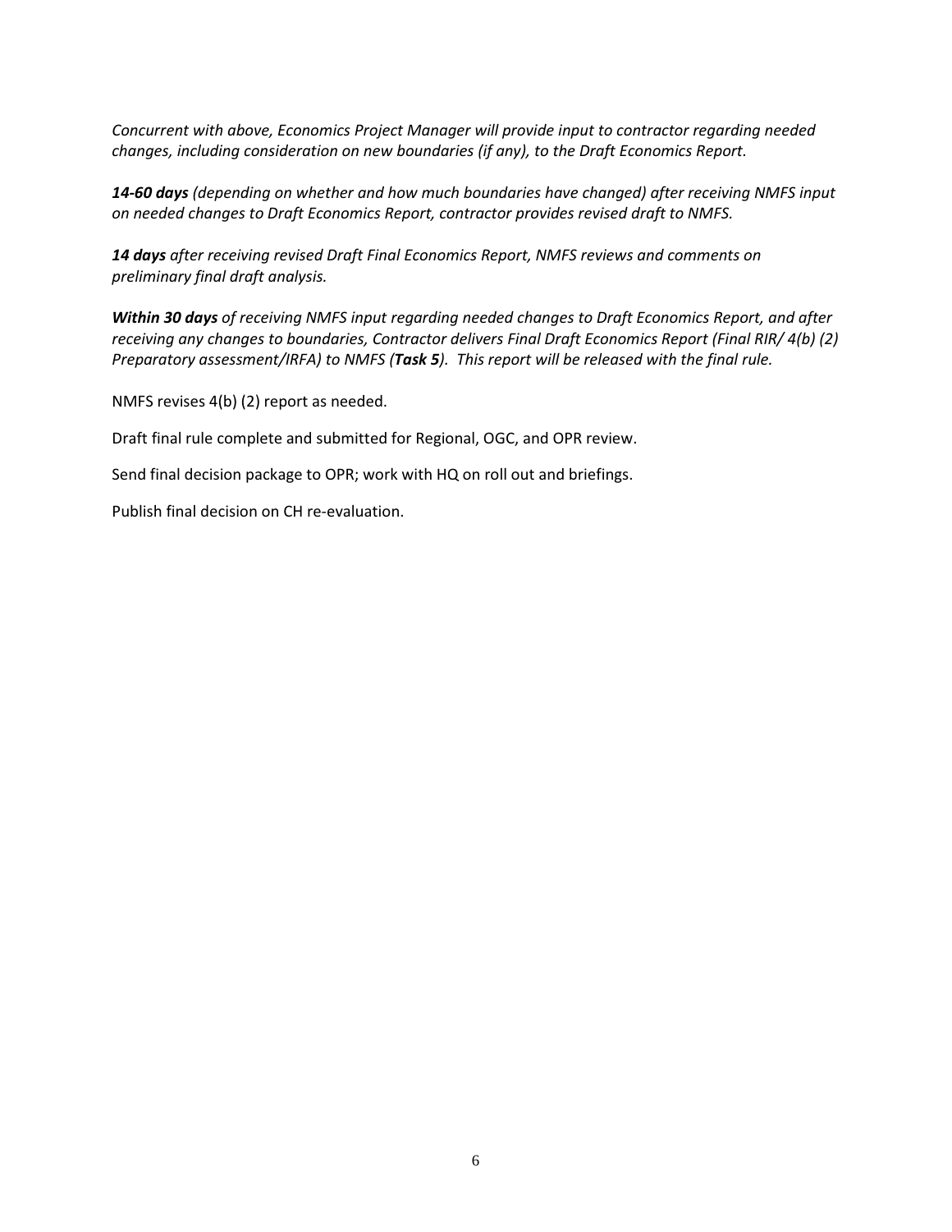*Concurrent with above, Economics Project Manager will provide input to contractor regarding needed changes, including consideration on new boundaries (if any), to the Draft Economics Report.*

***14-60 days*** *(depending on whether and how much boundaries have changed) after receiving NMFS input on needed changes to Draft Economics Report, contractor provides revised draft to NMFS.*

***14 days*** *after receiving revised Draft Final Economics Report, NMFS reviews and comments on preliminary final draft analysis.*

***Within 30 days*** *of receiving NMFS input regarding needed changes to Draft Economics Report, and after receiving any changes to boundaries, Contractor delivers Final Draft Economics Report (Final RIR/ 4(b) (2) Preparatory assessment/IRFA) to NMFS (**Task 5**). This report will be released with the final rule.*

NMFS revises 4(b) (2) report as needed.

Draft final rule complete and submitted for Regional, OGC, and OPR review.

Send final decision package to OPR; work with HQ on roll out and briefings.

Publish final decision on CH re-evaluation.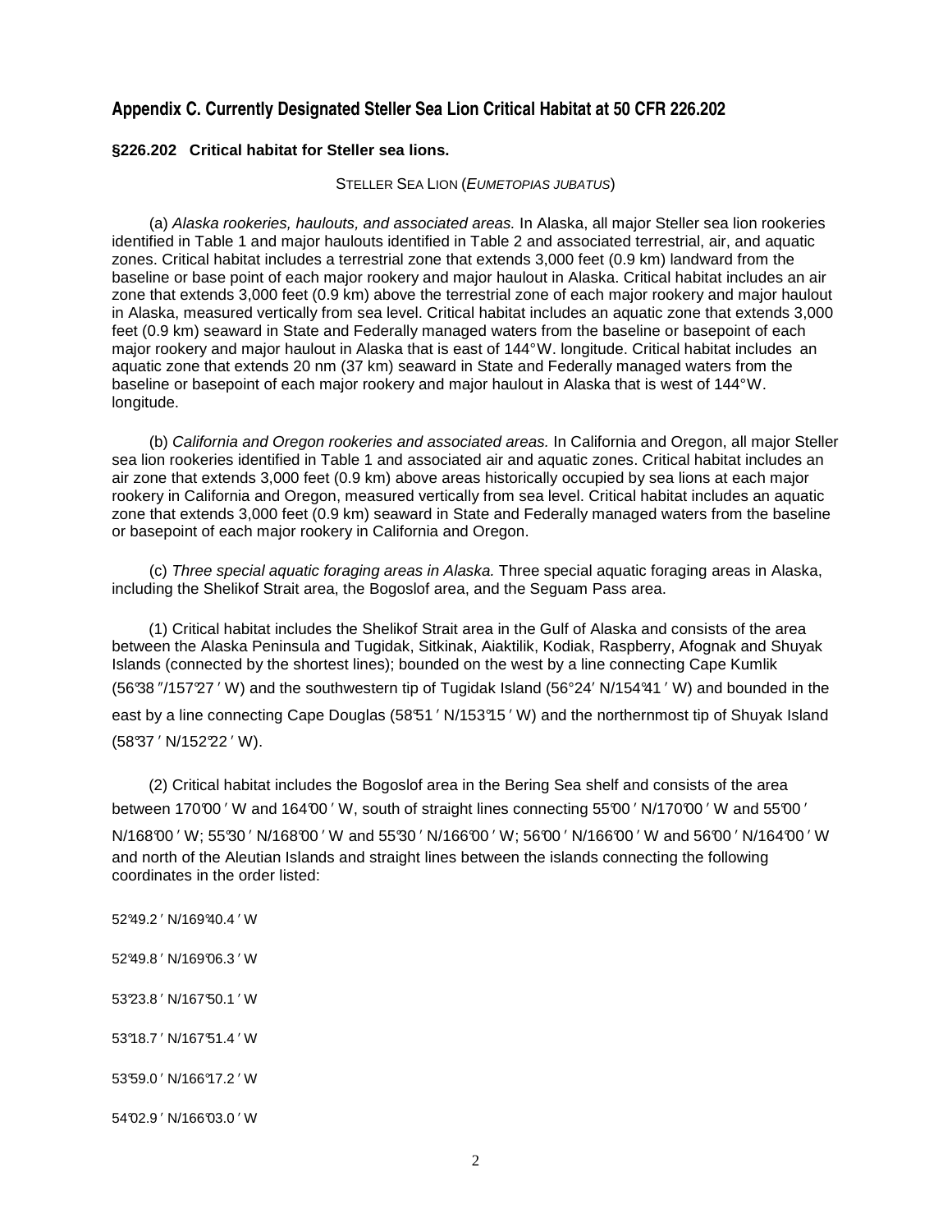## Appendix C. Currently Designated Steller Sea Lion Critical Habitat at 50 CFR 226.202

**§226.202 Critical habitat for Steller sea lions.**

STELLER SEA LION (*EUMETOPIAS JUBATUS*)

(a) *Alaska rookeries, haulouts, and associated areas.* In Alaska, all major Steller sea lion rookeries identified in Table 1 and major haulouts identified in Table 2 and associated terrestrial, air, and aquatic zones. Critical habitat includes a terrestrial zone that extends 3,000 feet (0.9 km) landward from the baseline or base point of each major rookery and major haulout in Alaska. Critical habitat includes an air zone that extends 3,000 feet (0.9 km) above the terrestrial zone of each major rookery and major haulout in Alaska, measured vertically from sea level. Critical habitat includes an aquatic zone that extends 3,000 feet (0.9 km) seaward in State and Federally managed waters from the baseline or basepoint of each major rookery and major haulout in Alaska that is east of 144°W. longitude. Critical habitat includes an aquatic zone that extends 20 nm (37 km) seaward in State and Federally managed waters from the baseline or basepoint of each major rookery and major haulout in Alaska that is west of 144°W. longitude.

(b) *California and Oregon rookeries and associated areas.* In California and Oregon, all major Steller sea lion rookeries identified in Table 1 and associated air and aquatic zones. Critical habitat includes an air zone that extends 3,000 feet (0.9 km) above areas historically occupied by sea lions at each major rookery in California and Oregon, measured vertically from sea level. Critical habitat includes an aquatic zone that extends 3,000 feet (0.9 km) seaward in State and Federally managed waters from the baseline or basepoint of each major rookery in California and Oregon.

(c) *Three special aquatic foraging areas in Alaska.* Three special aquatic foraging areas in Alaska, including the Shelikof Strait area, the Bogoslof area, and the Seguam Pass area.

(1) Critical habitat includes the Shelikof Strait area in the Gulf of Alaska and consists of the area between the Alaska Peninsula and Tugidak, Sitkinak, Aiaktilik, Kodiak, Raspberry, Afognak and Shuyak Islands (connected by the shortest lines); bounded on the west by a line connecting Cape Kumlik (56°38″/157°27′ W) and the southwestern tip of Tugidak Island (56°24′ N/154°41′ W) and bounded in the east by a line connecting Cape Douglas (58°51′ N/153°15′ W) and the northernmost tip of Shuyak Island (58°37′ N/152°22′ W).

(2) Critical habitat includes the Bogoslof area in the Bering Sea shelf and consists of the area between 170°00′ W and 164°00′ W, south of straight lines connecting 55°00′ N/170°00′ W and 55°00′ N/168°00′ W; 55°30′ N/168°00′ W and 55°30′ N/166°00′ W; 56°00′ N/166°00′ W and 56°00′ N/164°00′ W and north of the Aleutian Islands and straight lines between the islands connecting the following coordinates in the order listed:

52°49.2′ N/169°40.4′ W

52°49.8′ N/169°06.3′ W

53°23.8′ N/167°50.1′ W

53°18.7′ N/167°51.4′ W

53°59.0′ N/166°17.2′ W

54°02.9′ N/166°03.0′ W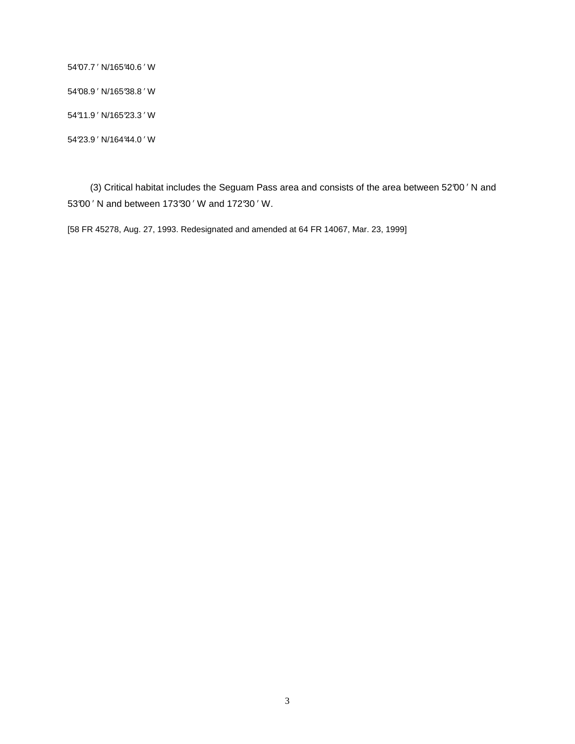54°07.7′ N/165°40.6′ W

54°08.9′ N/165°38.8′ W

54°11.9′ N/165°23.3′ W

54°23.9′ N/164°44.0′ W

(3) Critical habitat includes the Seguam Pass area and consists of the area between 52°00′ N and 53°00′ N and between 173°30′ W and 172°30′ W.

[58 FR 45278, Aug. 27, 1993. Redesignated and amended at 64 FR 14067, Mar. 23, 1999]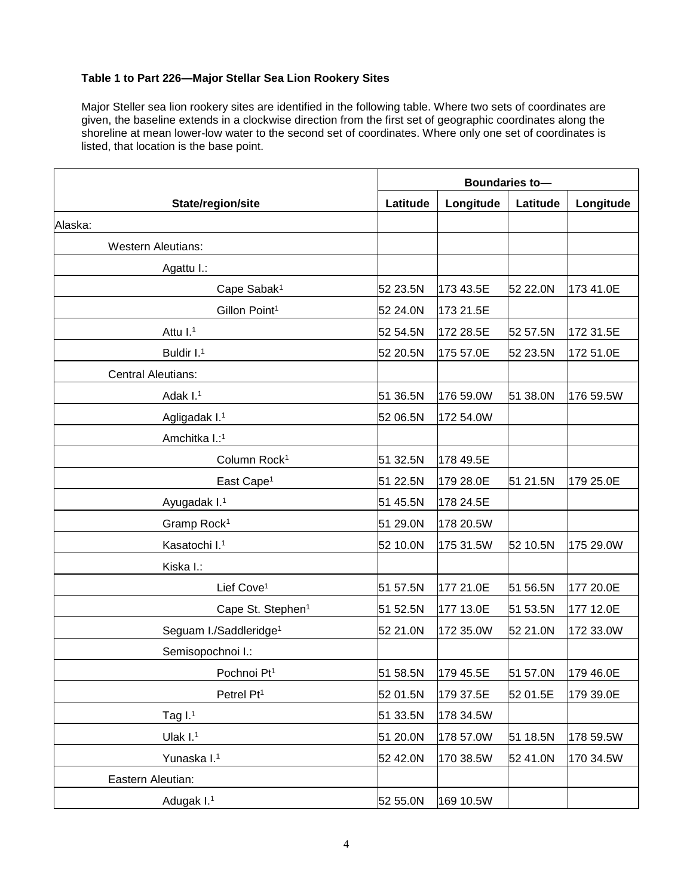**Table 1 to Part 226—Major Stellar Sea Lion Rookery Sites**

Major Steller sea lion rookery sites are identified in the following table. Where two sets of coordinates are given, the baseline extends in a clockwise direction from the first set of geographic coordinates along the shoreline at mean lower-low water to the second set of coordinates. Where only one set of coordinates is listed, that location is the base point.

| | Boundaries to— | | | |
|---|---|---|---|---|
| State/region/site | Latitude | Longitude | Latitude | Longitude |
| Alaska: | | | | |
| Western Aleutians: | | | | |
| Agattu I.: | | | | |
| Cape Sabak[1] | 52 23.5N | 173 43.5E | 52 22.0N | 173 41.0E |
| Gillon Point[1] | 52 24.0N | 173 21.5E | | |
| Attu I.[1] | 52 54.5N | 172 28.5E | 52 57.5N | 172 31.5E |
| Buldir I.[1] | 52 20.5N | 175 57.0E | 52 23.5N | 172 51.0E |
| Central Aleutians: | | | | |
| Adak I.[1] | 51 36.5N | 176 59.0W | 51 38.0N | 176 59.5W |
| Agligadak I.[1] | 52 06.5N | 172 54.0W | | |
| Amchitka I.:[1] | | | | |
| Column Rock[1] | 51 32.5N | 178 49.5E | | |
| East Cape[1] | 51 22.5N | 179 28.0E | 51 21.5N | 179 25.0E |
| Ayugadak I.[1] | 51 45.5N | 178 24.5E | | |
| Gramp Rock[1] | 51 29.0N | 178 20.5W | | |
| Kasatochi I.[1] | 52 10.0N | 175 31.5W | 52 10.5N | 175 29.0W |
| Kiska I.: | | | | |
| Lief Cove[1] | 51 57.5N | 177 21.0E | 51 56.5N | 177 20.0E |
| Cape St. Stephen[1] | 51 52.5N | 177 13.0E | 51 53.5N | 177 12.0E |
| Seguam I./Saddleridge[1] | 52 21.0N | 172 35.0W | 52 21.0N | 172 33.0W |
| Semisopochnoi I.: | | | | |
| Pochnoi Pt[1] | 51 58.5N | 179 45.5E | 51 57.0N | 179 46.0E |
| Petrel Pt[1] | 52 01.5N | 179 37.5E | 52 01.5E | 179 39.0E |
| Tag I.[1] | 51 33.5N | 178 34.5W | | |
| Ulak I.[1] | 51 20.0N | 178 57.0W | 51 18.5N | 178 59.5W |
| Yunaska I.[1] | 52 42.0N | 170 38.5W | 52 41.0N | 170 34.5W |
| Eastern Aleutian: | | | | |
| Adugak I.[1] | 52 55.0N | 169 10.5W | | |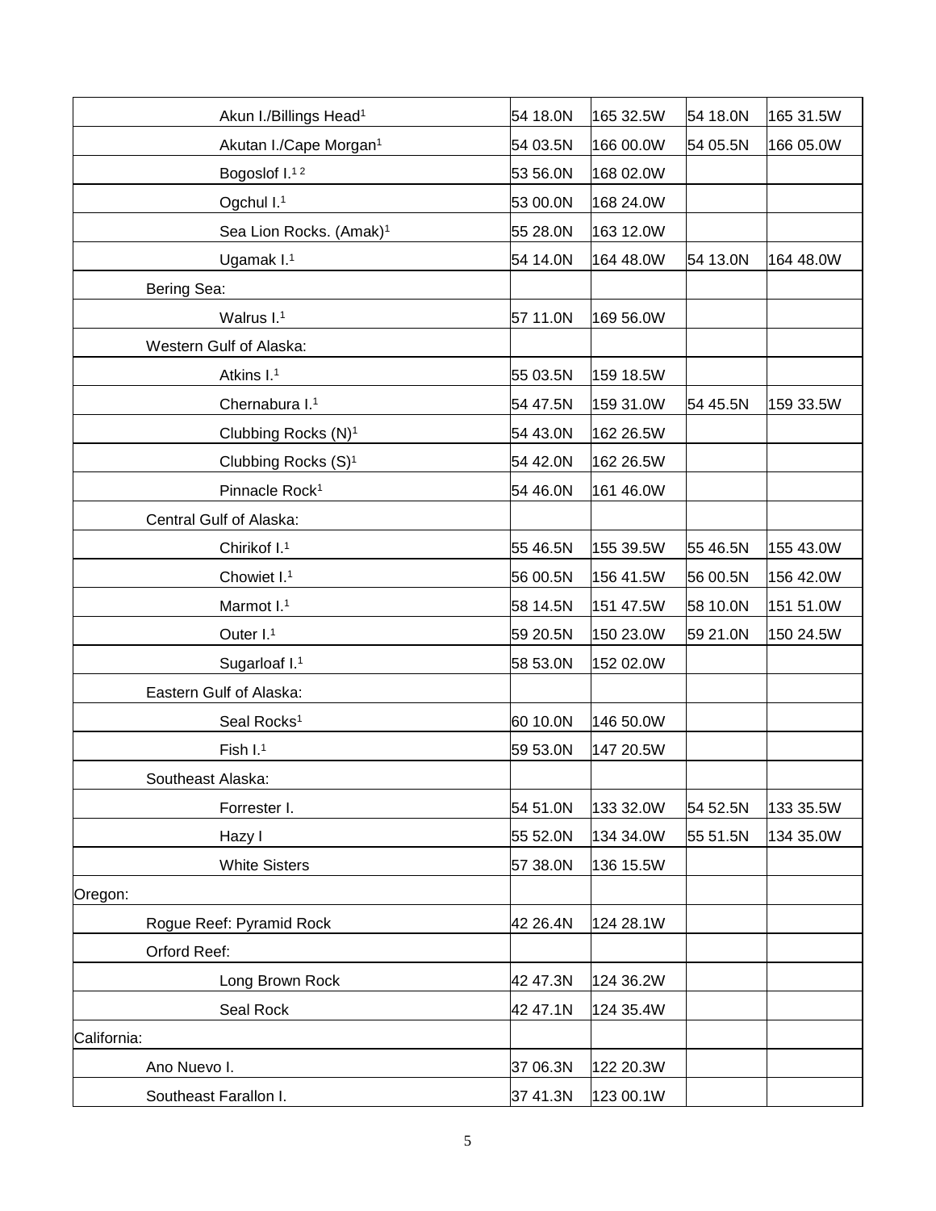| | | | | |
|---|---|---|---|---|
| Akun I./Billings Head[1] | 54 18.0N | 165 32.5W | 54 18.0N | 165 31.5W |
| Akutan I./Cape Morgan[1] | 54 03.5N | 166 00.0W | 54 05.5N | 166 05.0W |
| Bogoslof I.[1 2] | 53 56.0N | 168 02.0W | | |
| Ogchul I.[1] | 53 00.0N | 168 24.0W | | |
| Sea Lion Rocks. (Amak)[1] | 55 28.0N | 163 12.0W | | |
| Ugamak I.[1] | 54 14.0N | 164 48.0W | 54 13.0N | 164 48.0W |
| Bering Sea: | | | | |
| Walrus I.[1] | 57 11.0N | 169 56.0W | | |
| Western Gulf of Alaska: | | | | |
| Atkins I.[1] | 55 03.5N | 159 18.5W | | |
| Chernabura I.[1] | 54 47.5N | 159 31.0W | 54 45.5N | 159 33.5W |
| Clubbing Rocks (N)[1] | 54 43.0N | 162 26.5W | | |
| Clubbing Rocks (S)[1] | 54 42.0N | 162 26.5W | | |
| Pinnacle Rock[1] | 54 46.0N | 161 46.0W | | |
| Central Gulf of Alaska: | | | | |
| Chirikof I.[1] | 55 46.5N | 155 39.5W | 55 46.5N | 155 43.0W |
| Chowiet I.[1] | 56 00.5N | 156 41.5W | 56 00.5N | 156 42.0W |
| Marmot I.[1] | 58 14.5N | 151 47.5W | 58 10.0N | 151 51.0W |
| Outer I.[1] | 59 20.5N | 150 23.0W | 59 21.0N | 150 24.5W |
| Sugarloaf I.[1] | 58 53.0N | 152 02.0W | | |
| Eastern Gulf of Alaska: | | | | |
| Seal Rocks[1] | 60 10.0N | 146 50.0W | | |
| Fish I.[1] | 59 53.0N | 147 20.5W | | |
| Southeast Alaska: | | | | |
| Forrester I. | 54 51.0N | 133 32.0W | 54 52.5N | 133 35.5W |
| Hazy I | 55 52.0N | 134 34.0W | 55 51.5N | 134 35.0W |
| White Sisters | 57 38.0N | 136 15.5W | | |
| Oregon: | | | | |
| Rogue Reef: Pyramid Rock | 42 26.4N | 124 28.1W | | |
| Orford Reef: | | | | |
| Long Brown Rock | 42 47.3N | 124 36.2W | | |
| Seal Rock | 42 47.1N | 124 35.4W | | |
| California: | | | | |
| Ano Nuevo I. | 37 06.3N | 122 20.3W | | |
| Southeast Farallon I. | 37 41.3N | 123 00.1W | | |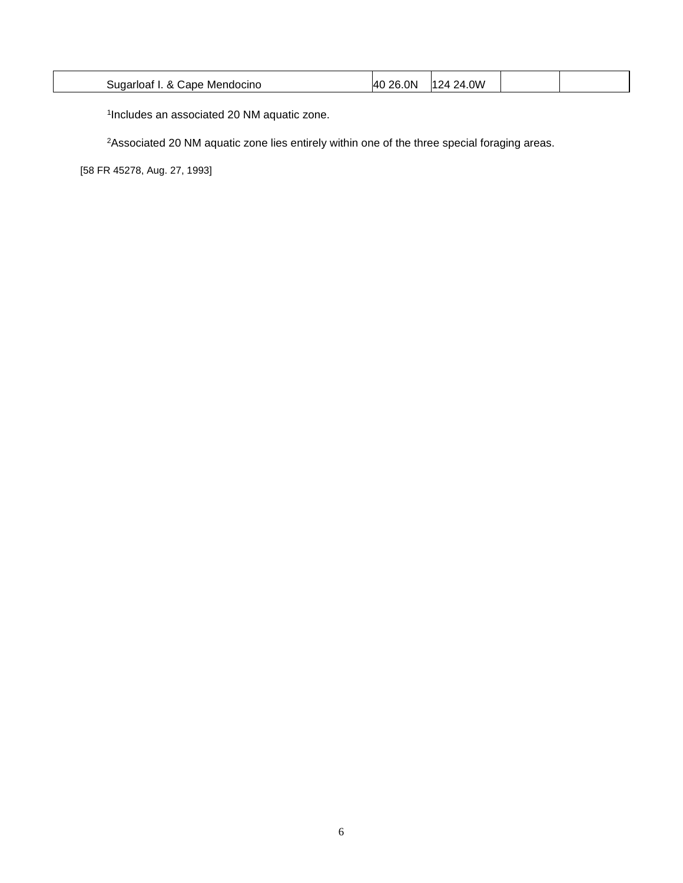| | | | | |
|---|---|---|---|---|
| Sugarloaf I. & Cape Mendocino | 40 26.0N | 124 24.0W | | |

[1]Includes an associated 20 NM aquatic zone.

[2]Associated 20 NM aquatic zone lies entirely within one of the three special foraging areas.

[58 FR 45278, Aug. 27, 1993]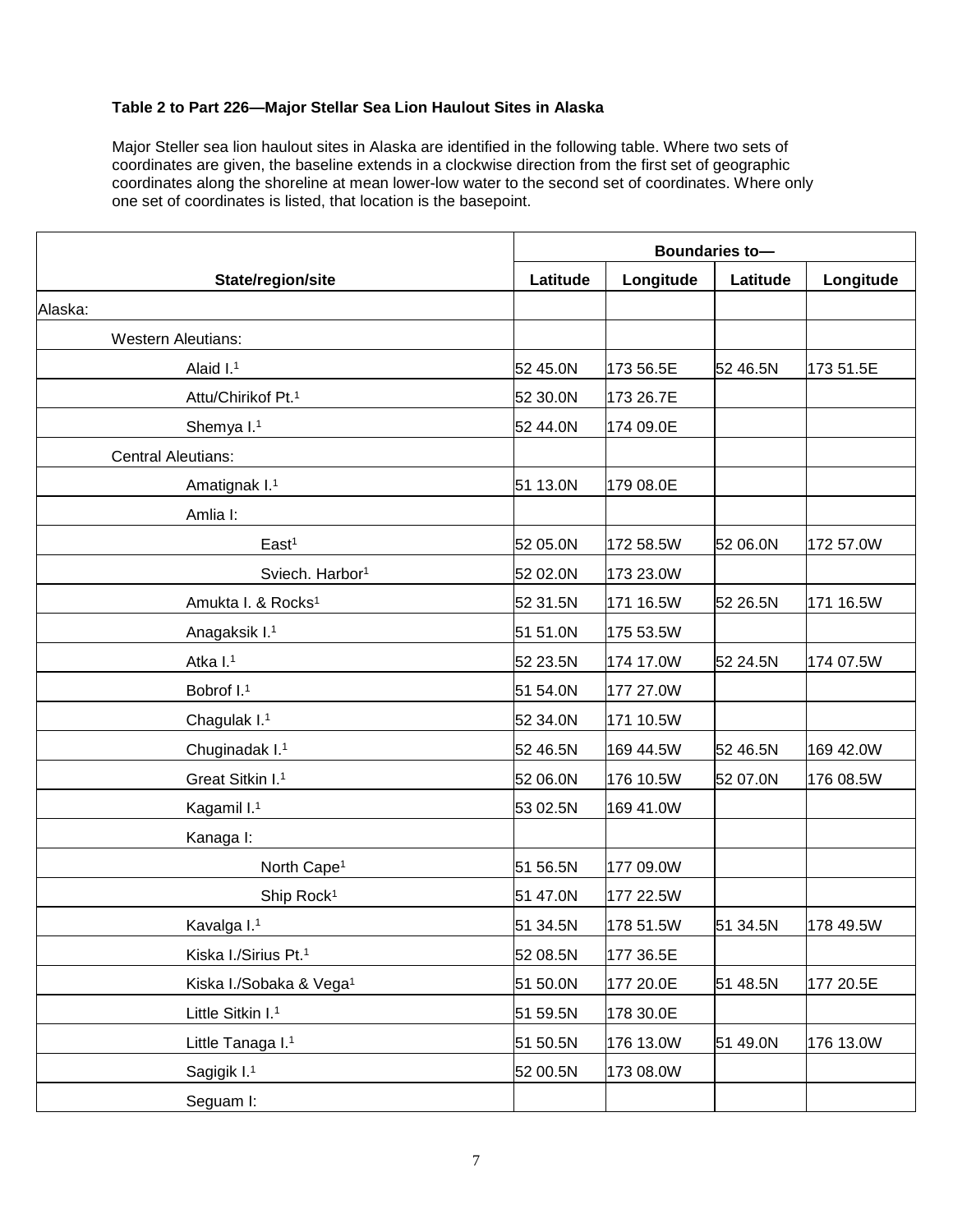**Table 2 to Part 226—Major Stellar Sea Lion Haulout Sites in Alaska**

Major Steller sea lion haulout sites in Alaska are identified in the following table. Where two sets of coordinates are given, the baseline extends in a clockwise direction from the first set of geographic coordinates along the shoreline at mean lower-low water to the second set of coordinates. Where only one set of coordinates is listed, that location is the basepoint.

| State/region/site | Boundaries to— | | | |
|---|---|---|---|---|
| | Latitude | Longitude | Latitude | Longitude |
| Alaska: | | | | |
| Western Aleutians: | | | | |
| Alaid I.[1] | 52 45.0N | 173 56.5E | 52 46.5N | 173 51.5E |
| Attu/Chirikof Pt.[1] | 52 30.0N | 173 26.7E | | |
| Shemya I.[1] | 52 44.0N | 174 09.0E | | |
| Central Aleutians: | | | | |
| Amatignak I.[1] | 51 13.0N | 179 08.0E | | |
| Amlia I: | | | | |
| East[1] | 52 05.0N | 172 58.5W | 52 06.0N | 172 57.0W |
| Sviech. Harbor[1] | 52 02.0N | 173 23.0W | | |
| Amukta I. & Rocks[1] | 52 31.5N | 171 16.5W | 52 26.5N | 171 16.5W |
| Anagaksik I.[1] | 51 51.0N | 175 53.5W | | |
| Atka I.[1] | 52 23.5N | 174 17.0W | 52 24.5N | 174 07.5W |
| Bobrof I.[1] | 51 54.0N | 177 27.0W | | |
| Chagulak I.[1] | 52 34.0N | 171 10.5W | | |
| Chuginadak I.[1] | 52 46.5N | 169 44.5W | 52 46.5N | 169 42.0W |
| Great Sitkin I.[1] | 52 06.0N | 176 10.5W | 52 07.0N | 176 08.5W |
| Kagamil I.[1] | 53 02.5N | 169 41.0W | | |
| Kanaga I: | | | | |
| North Cape[1] | 51 56.5N | 177 09.0W | | |
| Ship Rock[1] | 51 47.0N | 177 22.5W | | |
| Kavalga I.[1] | 51 34.5N | 178 51.5W | 51 34.5N | 178 49.5W |
| Kiska I./Sirius Pt.[1] | 52 08.5N | 177 36.5E | | |
| Kiska I./Sobaka & Vega[1] | 51 50.0N | 177 20.0E | 51 48.5N | 177 20.5E |
| Little Sitkin I.[1] | 51 59.5N | 178 30.0E | | |
| Little Tanaga I.[1] | 51 50.5N | 176 13.0W | 51 49.0N | 176 13.0W |
| Sagigik I.[1] | 52 00.5N | 173 08.0W | | |
| Seguam I: | | | | |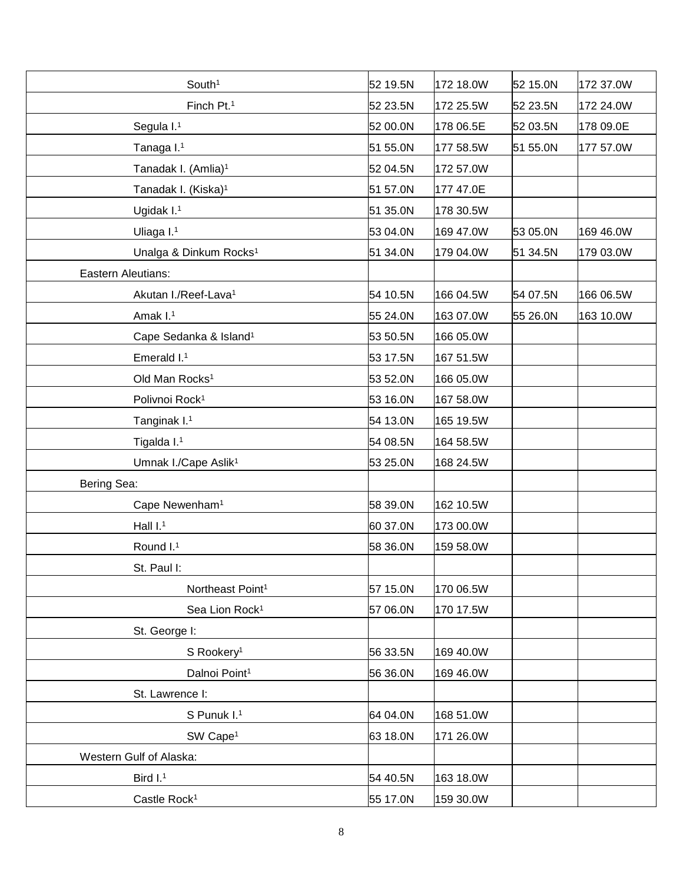| | | | | |
|---|---|---|---|---|
| South[1] | 52 19.5N | 172 18.0W | 52 15.0N | 172 37.0W |
| Finch Pt.[1] | 52 23.5N | 172 25.5W | 52 23.5N | 172 24.0W |
| Segula I.[1] | 52 00.0N | 178 06.5E | 52 03.5N | 178 09.0E |
| Tanaga I.[1] | 51 55.0N | 177 58.5W | 51 55.0N | 177 57.0W |
| Tanadak I. (Amlia)[1] | 52 04.5N | 172 57.0W | | |
| Tanadak I. (Kiska)[1] | 51 57.0N | 177 47.0E | | |
| Ugidak I.[1] | 51 35.0N | 178 30.5W | | |
| Uliaga I.[1] | 53 04.0N | 169 47.0W | 53 05.0N | 169 46.0W |
| Unalga & Dinkum Rocks[1] | 51 34.0N | 179 04.0W | 51 34.5N | 179 03.0W |
| Eastern Aleutians: | | | | |
| Akutan I./Reef-Lava[1] | 54 10.5N | 166 04.5W | 54 07.5N | 166 06.5W |
| Amak I.[1] | 55 24.0N | 163 07.0W | 55 26.0N | 163 10.0W |
| Cape Sedanka & Island[1] | 53 50.5N | 166 05.0W | | |
| Emerald I.[1] | 53 17.5N | 167 51.5W | | |
| Old Man Rocks[1] | 53 52.0N | 166 05.0W | | |
| Polivnoi Rock[1] | 53 16.0N | 167 58.0W | | |
| Tanginak I.[1] | 54 13.0N | 165 19.5W | | |
| Tigalda I.[1] | 54 08.5N | 164 58.5W | | |
| Umnak I./Cape Aslik[1] | 53 25.0N | 168 24.5W | | |
| Bering Sea: | | | | |
| Cape Newenham[1] | 58 39.0N | 162 10.5W | | |
| Hall I.[1] | 60 37.0N | 173 00.0W | | |
| Round I.[1] | 58 36.0N | 159 58.0W | | |
| St. Paul I: | | | | |
| Northeast Point[1] | 57 15.0N | 170 06.5W | | |
| Sea Lion Rock[1] | 57 06.0N | 170 17.5W | | |
| St. George I: | | | | |
| S Rookery[1] | 56 33.5N | 169 40.0W | | |
| Dalnoi Point[1] | 56 36.0N | 169 46.0W | | |
| St. Lawrence I: | | | | |
| S Punuk I.[1] | 64 04.0N | 168 51.0W | | |
| SW Cape[1] | 63 18.0N | 171 26.0W | | |
| Western Gulf of Alaska: | | | | |
| Bird I.[1] | 54 40.5N | 163 18.0W | | |
| Castle Rock[1] | 55 17.0N | 159 30.0W | | |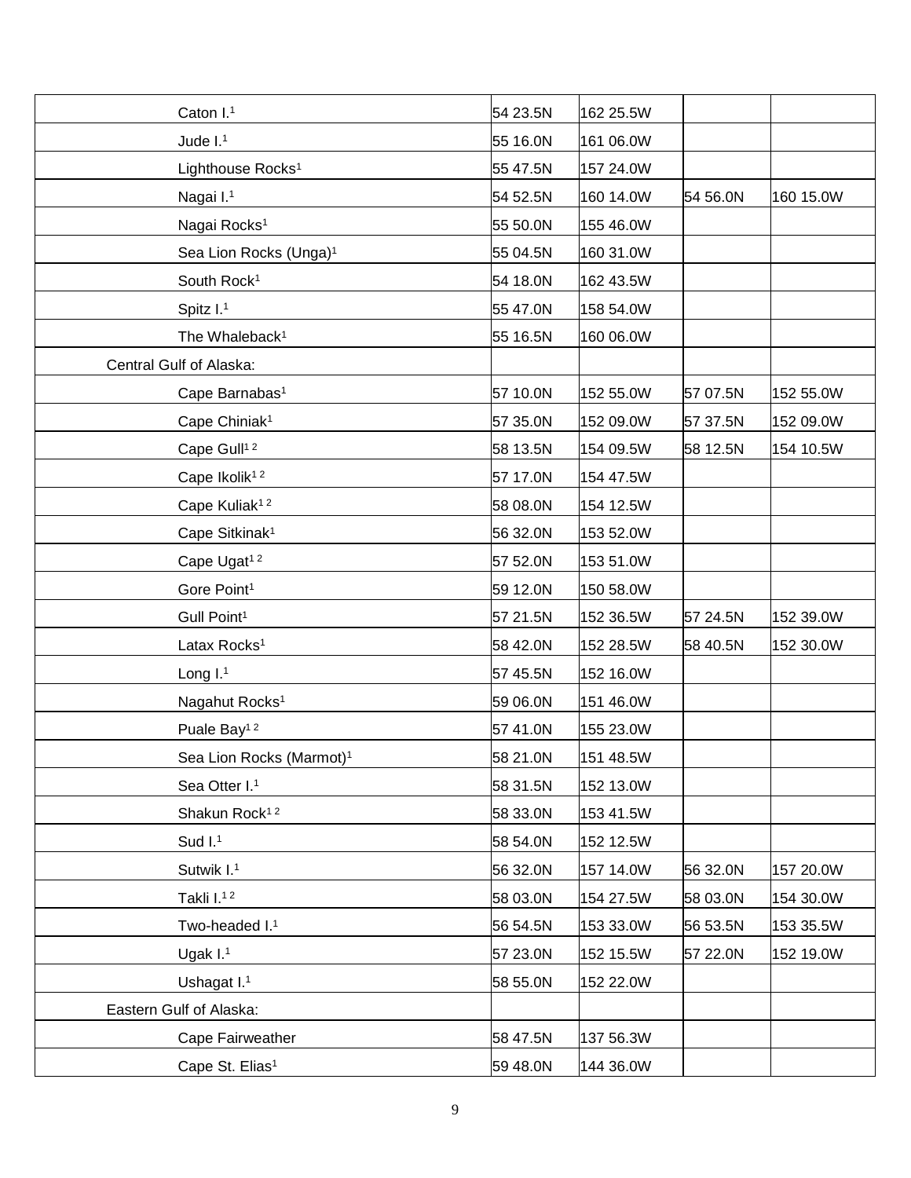| | | | | |
|---|---|---|---|---|
| Caton I.[1] | 54 23.5N | 162 25.5W | | |
| Jude I.[1] | 55 16.0N | 161 06.0W | | |
| Lighthouse Rocks[1] | 55 47.5N | 157 24.0W | | |
| Nagai I.[1] | 54 52.5N | 160 14.0W | 54 56.0N | 160 15.0W |
| Nagai Rocks[1] | 55 50.0N | 155 46.0W | | |
| Sea Lion Rocks (Unga)[1] | 55 04.5N | 160 31.0W | | |
| South Rock[1] | 54 18.0N | 162 43.5W | | |
| Spitz I.[1] | 55 47.0N | 158 54.0W | | |
| The Whaleback[1] | 55 16.5N | 160 06.0W | | |
| Central Gulf of Alaska: | | | | |
| Cape Barnabas[1] | 57 10.0N | 152 55.0W | 57 07.5N | 152 55.0W |
| Cape Chiniak[1] | 57 35.0N | 152 09.0W | 57 37.5N | 152 09.0W |
| Cape Gull[1,2] | 58 13.5N | 154 09.5W | 58 12.5N | 154 10.5W |
| Cape Ikolik[1,2] | 57 17.0N | 154 47.5W | | |
| Cape Kuliak[1,2] | 58 08.0N | 154 12.5W | | |
| Cape Sitkinak[1] | 56 32.0N | 153 52.0W | | |
| Cape Ugat[1,2] | 57 52.0N | 153 51.0W | | |
| Gore Point[1] | 59 12.0N | 150 58.0W | | |
| Gull Point[1] | 57 21.5N | 152 36.5W | 57 24.5N | 152 39.0W |
| Latax Rocks[1] | 58 42.0N | 152 28.5W | 58 40.5N | 152 30.0W |
| Long I.[1] | 57 45.5N | 152 16.0W | | |
| Nagahut Rocks[1] | 59 06.0N | 151 46.0W | | |
| Puale Bay[1,2] | 57 41.0N | 155 23.0W | | |
| Sea Lion Rocks (Marmot)[1] | 58 21.0N | 151 48.5W | | |
| Sea Otter I.[1] | 58 31.5N | 152 13.0W | | |
| Shakun Rock[1,2] | 58 33.0N | 153 41.5W | | |
| Sud I.[1] | 58 54.0N | 152 12.5W | | |
| Sutwik I.[1] | 56 32.0N | 157 14.0W | 56 32.0N | 157 20.0W |
| Takli I.[1,2] | 58 03.0N | 154 27.5W | 58 03.0N | 154 30.0W |
| Two-headed I.[1] | 56 54.5N | 153 33.0W | 56 53.5N | 153 35.5W |
| Ugak I.[1] | 57 23.0N | 152 15.5W | 57 22.0N | 152 19.0W |
| Ushagat I.[1] | 58 55.0N | 152 22.0W | | |
| Eastern Gulf of Alaska: | | | | |
| Cape Fairweather | 58 47.5N | 137 56.3W | | |
| Cape St. Elias[1] | 59 48.0N | 144 36.0W | | |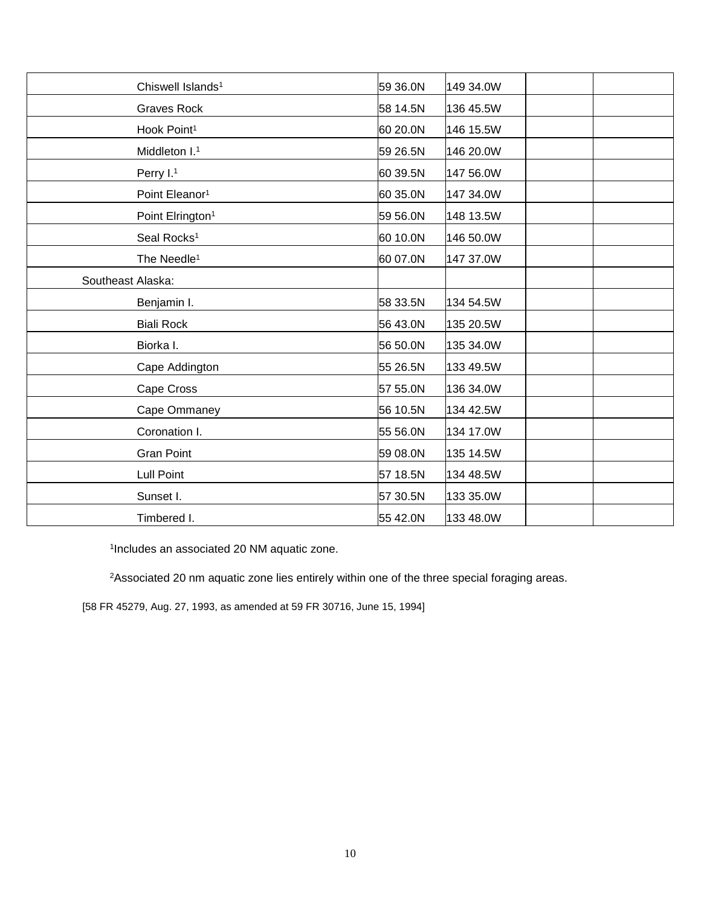| | | | | |
|---|---|---|---|---|
| Chiswell Islands[1] | 59 36.0N | 149 34.0W | | |
| Graves Rock | 58 14.5N | 136 45.5W | | |
| Hook Point[1] | 60 20.0N | 146 15.5W | | |
| Middleton I.[1] | 59 26.5N | 146 20.0W | | |
| Perry I.[1] | 60 39.5N | 147 56.0W | | |
| Point Eleanor[1] | 60 35.0N | 147 34.0W | | |
| Point Elrington[1] | 59 56.0N | 148 13.5W | | |
| Seal Rocks[1] | 60 10.0N | 146 50.0W | | |
| The Needle[1] | 60 07.0N | 147 37.0W | | |
| Southeast Alaska: | | | | |
| Benjamin I. | 58 33.5N | 134 54.5W | | |
| Biali Rock | 56 43.0N | 135 20.5W | | |
| Biorka I. | 56 50.0N | 135 34.0W | | |
| Cape Addington | 55 26.5N | 133 49.5W | | |
| Cape Cross | 57 55.0N | 136 34.0W | | |
| Cape Ommaney | 56 10.5N | 134 42.5W | | |
| Coronation I. | 55 56.0N | 134 17.0W | | |
| Gran Point | 59 08.0N | 135 14.5W | | |
| Lull Point | 57 18.5N | 134 48.5W | | |
| Sunset I. | 57 30.5N | 133 35.0W | | |
| Timbered I. | 55 42.0N | 133 48.0W | | |

[1]Includes an associated 20 NM aquatic zone.

[2]Associated 20 nm aquatic zone lies entirely within one of the three special foraging areas.

[58 FR 45279, Aug. 27, 1993, as amended at 59 FR 30716, June 15, 1994]